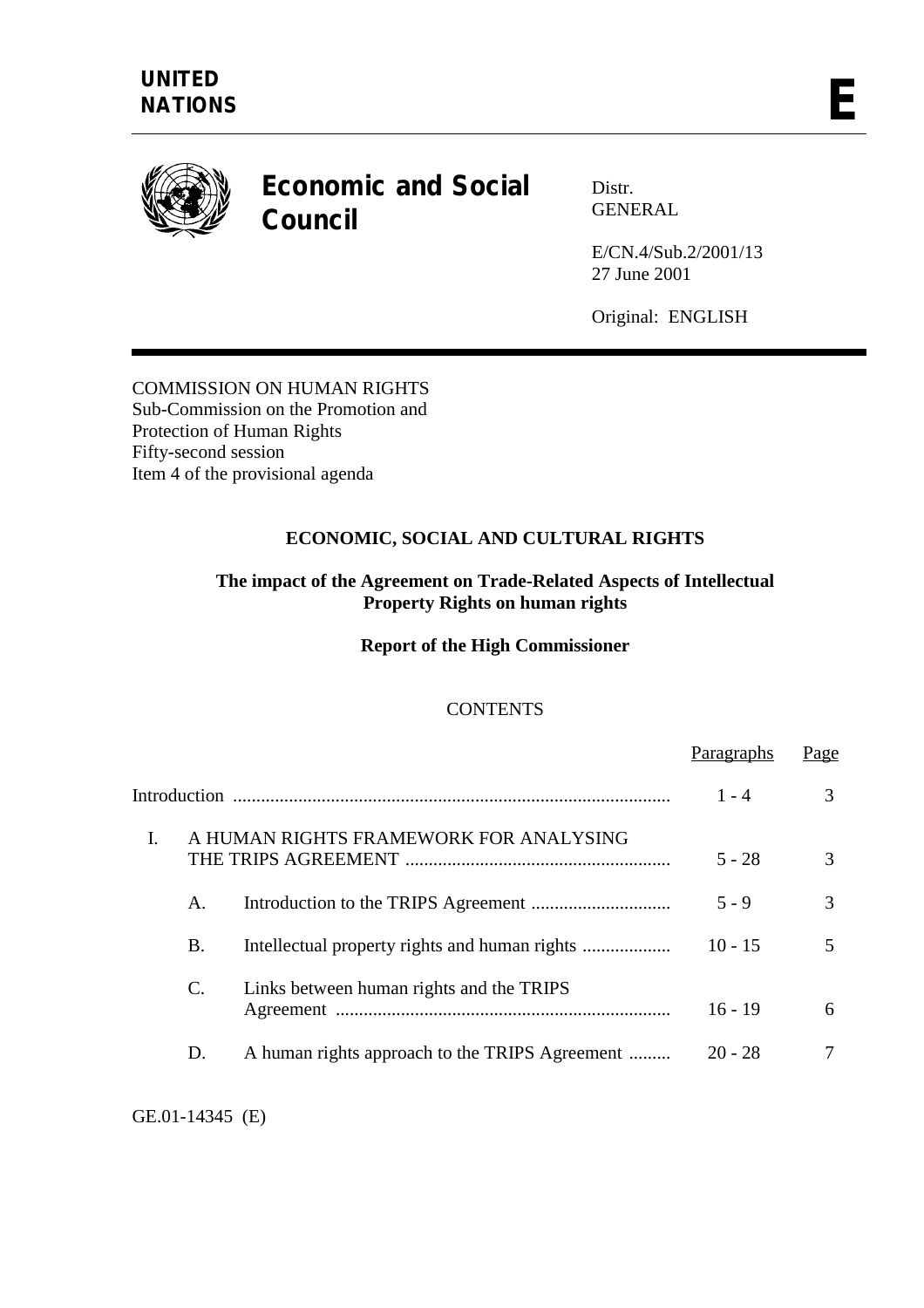**UNITED NATIONS** **E**

# Economic and Social Council

Distr.
GENERAL

E/CN.4/Sub.2/2001/13
27 June 2001

Original: ENGLISH

COMMISSION ON HUMAN RIGHTS
Sub-Commission on the Promotion and
Protection of Human Rights
Fifty-second session
Item 4 of the provisional agenda

## ECONOMIC, SOCIAL AND CULTURAL RIGHTS

### The impact of the Agreement on Trade-Related Aspects of Intellectual Property Rights on human rights

### Report of the High Commissioner

CONTENTS

| | | | Paragraphs | Page |
|---|---|---|---|---|
| Introduction | | | 1 - 4 | 3 |
| I. | A HUMAN RIGHTS FRAMEWORK FOR ANALYSING THE TRIPS AGREEMENT | | 5 - 28 | 3 |
| | A. | Introduction to the TRIPS Agreement | 5 - 9 | 3 |
| | B. | Intellectual property rights and human rights | 10 - 15 | 5 |
| | C. | Links between human rights and the TRIPS Agreement | 16 - 19 | 6 |
| | D. | A human rights approach to the TRIPS Agreement | 20 - 28 | 7 |

GE.01-14345 (E)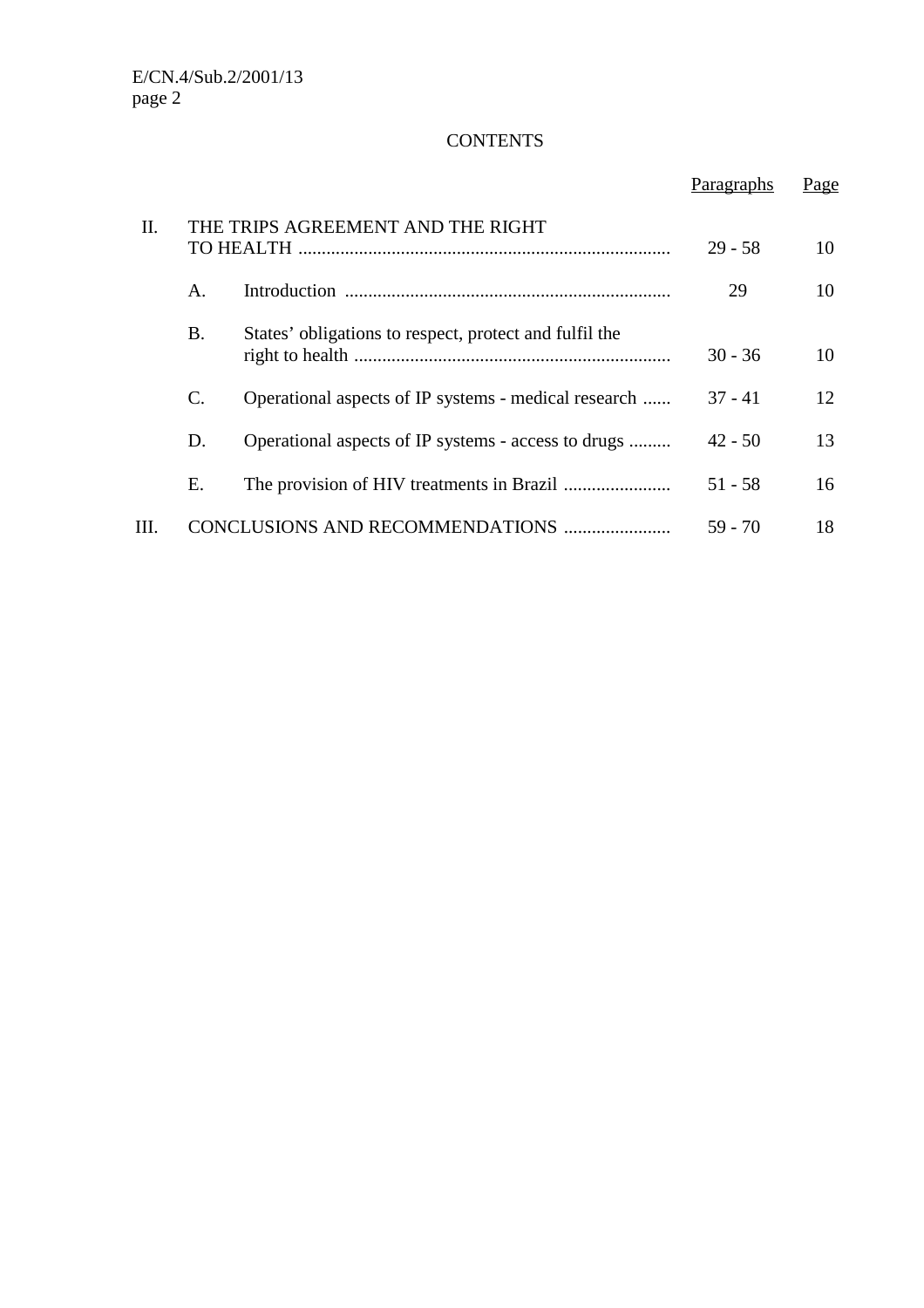CONTENTS

| | | | Paragraphs | Page |
|---|---|---|---|---|
| II. | THE TRIPS AGREEMENT AND THE RIGHT TO HEALTH | | 29 - 58 | 10 |
| | A. | Introduction | 29 | 10 |
| | B. | States' obligations to respect, protect and fulfil the right to health | 30 - 36 | 10 |
| | C. | Operational aspects of IP systems - medical research | 37 - 41 | 12 |
| | D. | Operational aspects of IP systems - access to drugs | 42 - 50 | 13 |
| | E. | The provision of HIV treatments in Brazil | 51 - 58 | 16 |
| III. | CONCLUSIONS AND RECOMMENDATIONS | | 59 - 70 | 18 |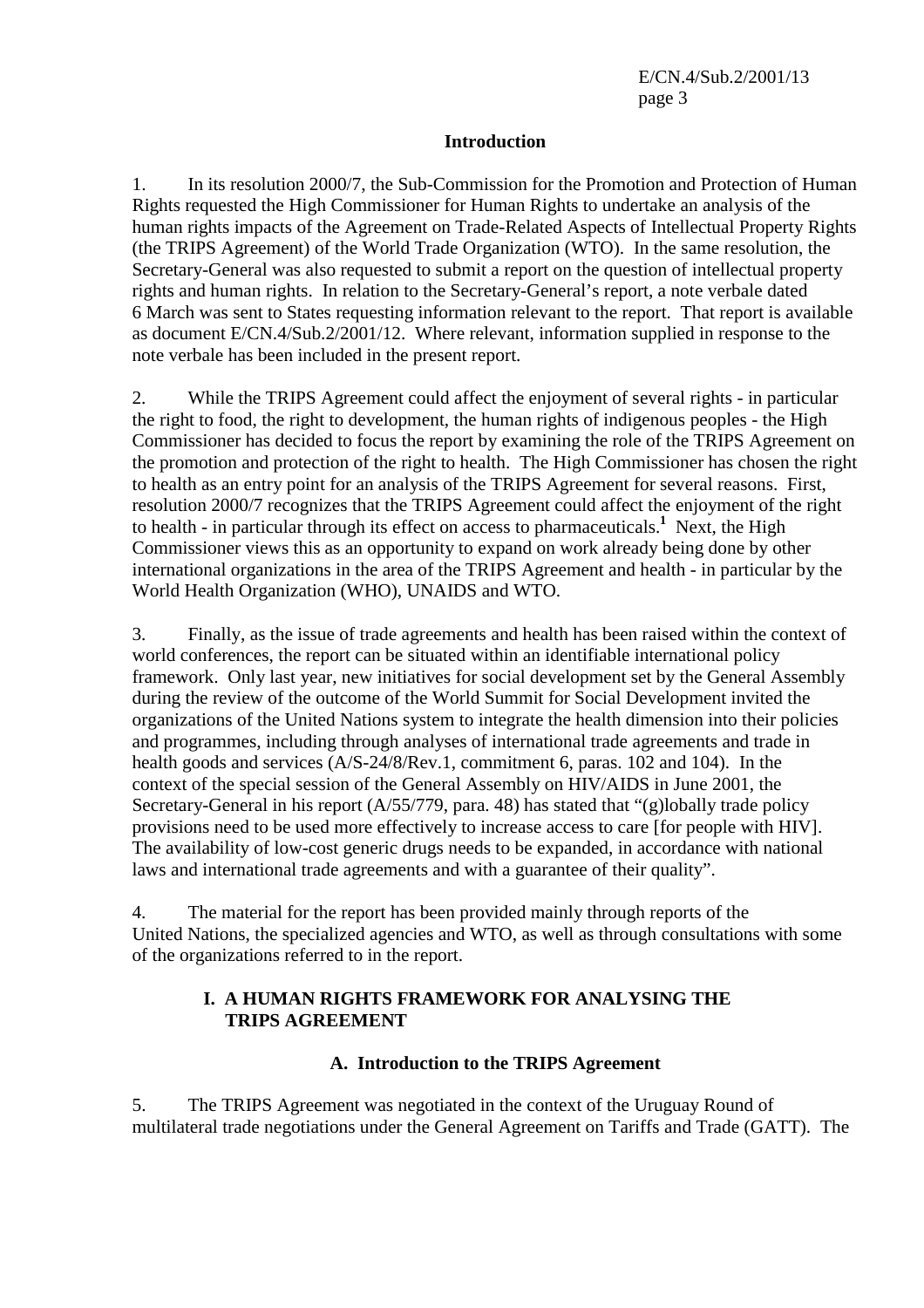## Introduction

1. In its resolution 2000/7, the Sub-Commission for the Promotion and Protection of Human Rights requested the High Commissioner for Human Rights to undertake an analysis of the human rights impacts of the Agreement on Trade-Related Aspects of Intellectual Property Rights (the TRIPS Agreement) of the World Trade Organization (WTO). In the same resolution, the Secretary-General was also requested to submit a report on the question of intellectual property rights and human rights. In relation to the Secretary-General's report, a note verbale dated 6 March was sent to States requesting information relevant to the report. That report is available as document E/CN.4/Sub.2/2001/12. Where relevant, information supplied in response to the note verbale has been included in the present report.

2. While the TRIPS Agreement could affect the enjoyment of several rights - in particular the right to food, the right to development, the human rights of indigenous peoples - the High Commissioner has decided to focus the report by examining the role of the TRIPS Agreement on the promotion and protection of the right to health. The High Commissioner has chosen the right to health as an entry point for an analysis of the TRIPS Agreement for several reasons. First, resolution 2000/7 recognizes that the TRIPS Agreement could affect the enjoyment of the right to health - in particular through its effect on access to pharmaceuticals.[1] Next, the High Commissioner views this as an opportunity to expand on work already being done by other international organizations in the area of the TRIPS Agreement and health - in particular by the World Health Organization (WHO), UNAIDS and WTO.

3. Finally, as the issue of trade agreements and health has been raised within the context of world conferences, the report can be situated within an identifiable international policy framework. Only last year, new initiatives for social development set by the General Assembly during the review of the outcome of the World Summit for Social Development invited the organizations of the United Nations system to integrate the health dimension into their policies and programmes, including through analyses of international trade agreements and trade in health goods and services (A/S-24/8/Rev.1, commitment 6, paras. 102 and 104). In the context of the special session of the General Assembly on HIV/AIDS in June 2001, the Secretary-General in his report (A/55/779, para. 48) has stated that "(g)lobally trade policy provisions need to be used more effectively to increase access to care [for people with HIV]. The availability of low-cost generic drugs needs to be expanded, in accordance with national laws and international trade agreements and with a guarantee of their quality".

4. The material for the report has been provided mainly through reports of the United Nations, the specialized agencies and WTO, as well as through consultations with some of the organizations referred to in the report.

## I. A HUMAN RIGHTS FRAMEWORK FOR ANALYSING THE TRIPS AGREEMENT

### A. Introduction to the TRIPS Agreement

5. The TRIPS Agreement was negotiated in the context of the Uruguay Round of multilateral trade negotiations under the General Agreement on Tariffs and Trade (GATT). The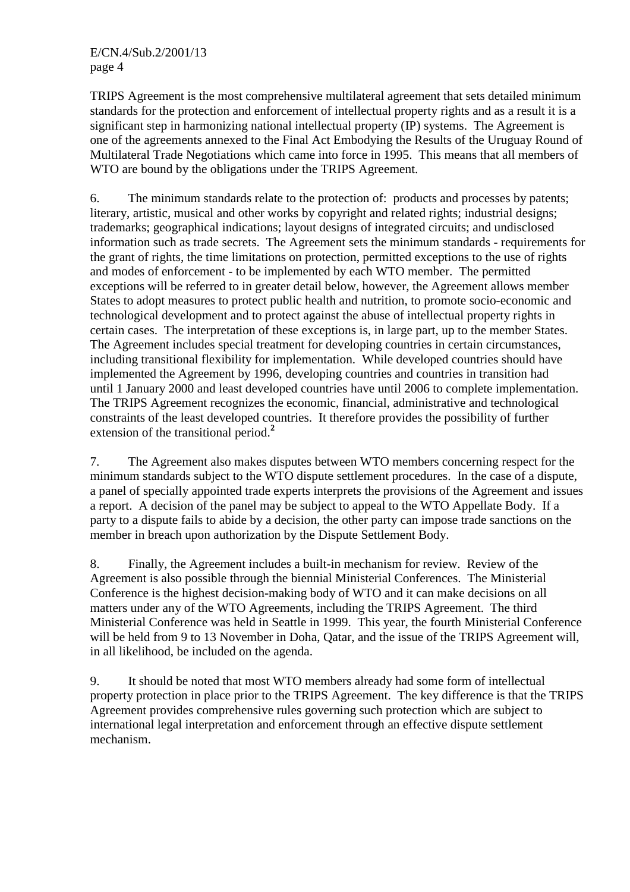TRIPS Agreement is the most comprehensive multilateral agreement that sets detailed minimum standards for the protection and enforcement of intellectual property rights and as a result it is a significant step in harmonizing national intellectual property (IP) systems. The Agreement is one of the agreements annexed to the Final Act Embodying the Results of the Uruguay Round of Multilateral Trade Negotiations which came into force in 1995. This means that all members of WTO are bound by the obligations under the TRIPS Agreement.

6. The minimum standards relate to the protection of: products and processes by patents; literary, artistic, musical and other works by copyright and related rights; industrial designs; trademarks; geographical indications; layout designs of integrated circuits; and undisclosed information such as trade secrets. The Agreement sets the minimum standards - requirements for the grant of rights, the time limitations on protection, permitted exceptions to the use of rights and modes of enforcement - to be implemented by each WTO member. The permitted exceptions will be referred to in greater detail below, however, the Agreement allows member States to adopt measures to protect public health and nutrition, to promote socio-economic and technological development and to protect against the abuse of intellectual property rights in certain cases. The interpretation of these exceptions is, in large part, up to the member States. The Agreement includes special treatment for developing countries in certain circumstances, including transitional flexibility for implementation. While developed countries should have implemented the Agreement by 1996, developing countries and countries in transition had until 1 January 2000 and least developed countries have until 2006 to complete implementation. The TRIPS Agreement recognizes the economic, financial, administrative and technological constraints of the least developed countries. It therefore provides the possibility of further extension of the transitional period.[2]

7. The Agreement also makes disputes between WTO members concerning respect for the minimum standards subject to the WTO dispute settlement procedures. In the case of a dispute, a panel of specially appointed trade experts interprets the provisions of the Agreement and issues a report. A decision of the panel may be subject to appeal to the WTO Appellate Body. If a party to a dispute fails to abide by a decision, the other party can impose trade sanctions on the member in breach upon authorization by the Dispute Settlement Body.

8. Finally, the Agreement includes a built-in mechanism for review. Review of the Agreement is also possible through the biennial Ministerial Conferences. The Ministerial Conference is the highest decision-making body of WTO and it can make decisions on all matters under any of the WTO Agreements, including the TRIPS Agreement. The third Ministerial Conference was held in Seattle in 1999. This year, the fourth Ministerial Conference will be held from 9 to 13 November in Doha, Qatar, and the issue of the TRIPS Agreement will, in all likelihood, be included on the agenda.

9. It should be noted that most WTO members already had some form of intellectual property protection in place prior to the TRIPS Agreement. The key difference is that the TRIPS Agreement provides comprehensive rules governing such protection which are subject to international legal interpretation and enforcement through an effective dispute settlement mechanism.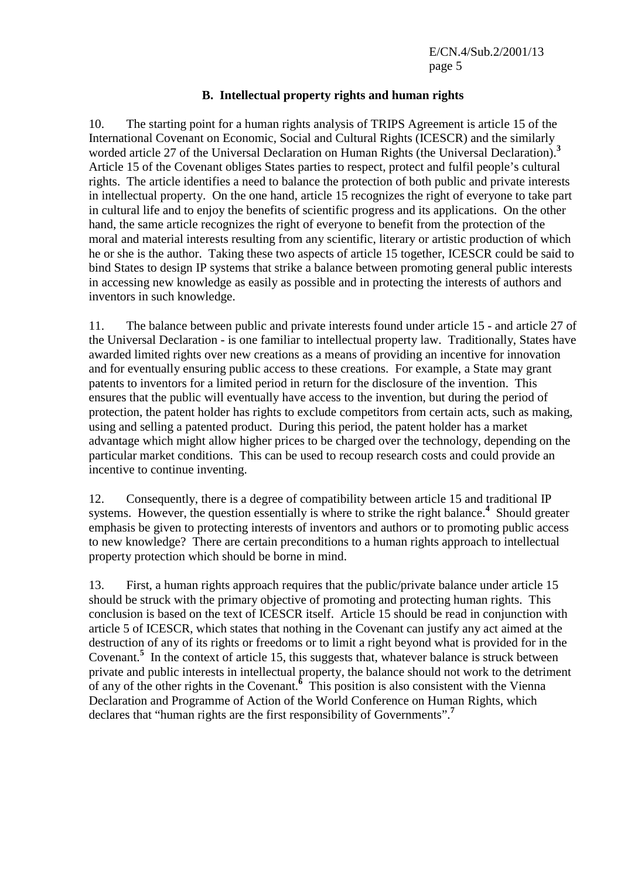## B. Intellectual property rights and human rights

10. The starting point for a human rights analysis of TRIPS Agreement is article 15 of the International Covenant on Economic, Social and Cultural Rights (ICESCR) and the similarly worded article 27 of the Universal Declaration on Human Rights (the Universal Declaration).[3] Article 15 of the Covenant obliges States parties to respect, protect and fulfil people's cultural rights. The article identifies a need to balance the protection of both public and private interests in intellectual property. On the one hand, article 15 recognizes the right of everyone to take part in cultural life and to enjoy the benefits of scientific progress and its applications. On the other hand, the same article recognizes the right of everyone to benefit from the protection of the moral and material interests resulting from any scientific, literary or artistic production of which he or she is the author. Taking these two aspects of article 15 together, ICESCR could be said to bind States to design IP systems that strike a balance between promoting general public interests in accessing new knowledge as easily as possible and in protecting the interests of authors and inventors in such knowledge.

11. The balance between public and private interests found under article 15 - and article 27 of the Universal Declaration - is one familiar to intellectual property law. Traditionally, States have awarded limited rights over new creations as a means of providing an incentive for innovation and for eventually ensuring public access to these creations. For example, a State may grant patents to inventors for a limited period in return for the disclosure of the invention. This ensures that the public will eventually have access to the invention, but during the period of protection, the patent holder has rights to exclude competitors from certain acts, such as making, using and selling a patented product. During this period, the patent holder has a market advantage which might allow higher prices to be charged over the technology, depending on the particular market conditions. This can be used to recoup research costs and could provide an incentive to continue inventing.

12. Consequently, there is a degree of compatibility between article 15 and traditional IP systems. However, the question essentially is where to strike the right balance.[4] Should greater emphasis be given to protecting interests of inventors and authors or to promoting public access to new knowledge? There are certain preconditions to a human rights approach to intellectual property protection which should be borne in mind.

13. First, a human rights approach requires that the public/private balance under article 15 should be struck with the primary objective of promoting and protecting human rights. This conclusion is based on the text of ICESCR itself. Article 15 should be read in conjunction with article 5 of ICESCR, which states that nothing in the Covenant can justify any act aimed at the destruction of any of its rights or freedoms or to limit a right beyond what is provided for in the Covenant.[5] In the context of article 15, this suggests that, whatever balance is struck between private and public interests in intellectual property, the balance should not work to the detriment of any of the other rights in the Covenant.[6] This position is also consistent with the Vienna Declaration and Programme of Action of the World Conference on Human Rights, which declares that "human rights are the first responsibility of Governments".[7]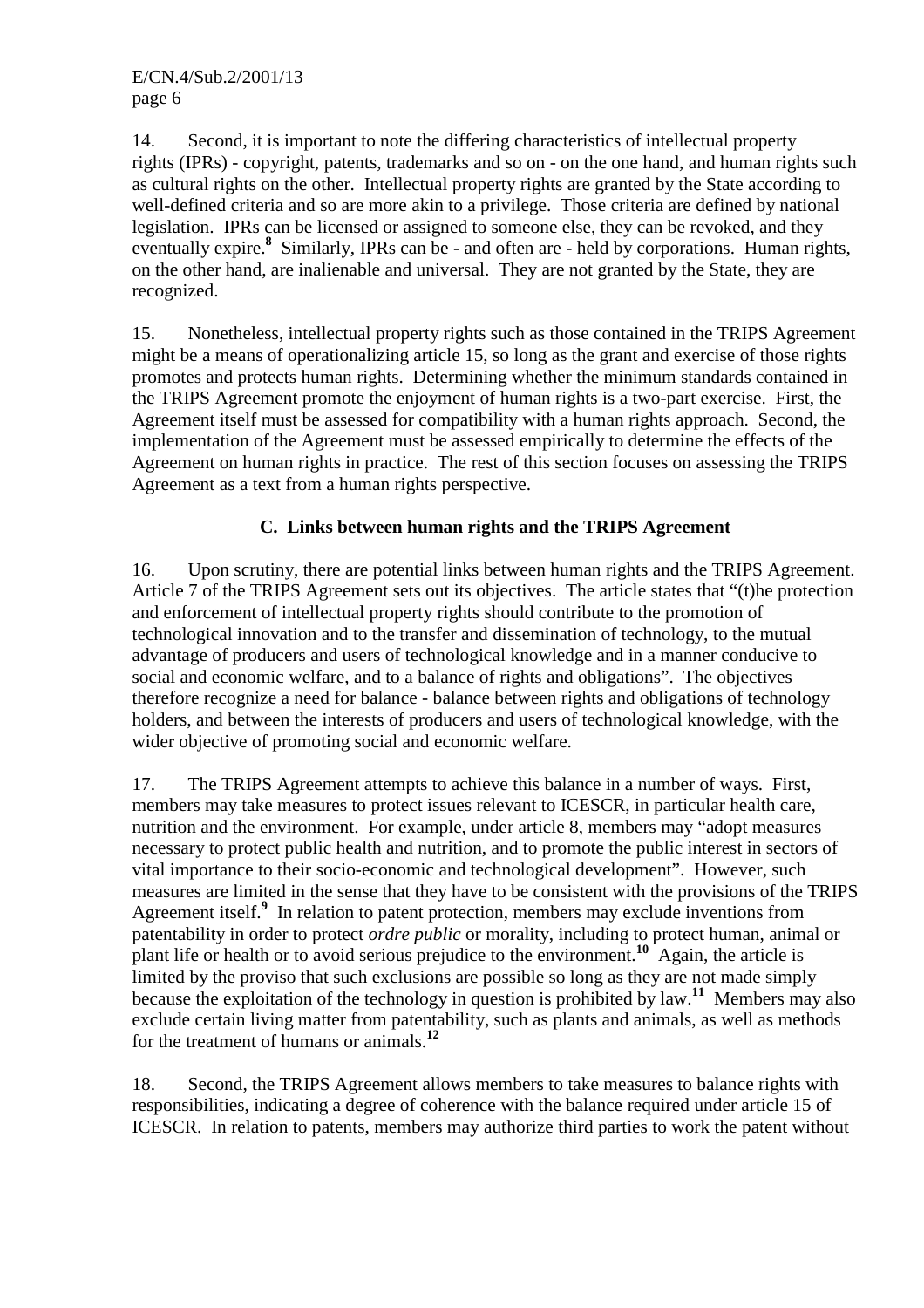14. Second, it is important to note the differing characteristics of intellectual property rights (IPRs) - copyright, patents, trademarks and so on - on the one hand, and human rights such as cultural rights on the other. Intellectual property rights are granted by the State according to well-defined criteria and so are more akin to a privilege. Those criteria are defined by national legislation. IPRs can be licensed or assigned to someone else, they can be revoked, and they eventually expire.[8] Similarly, IPRs can be - and often are - held by corporations. Human rights, on the other hand, are inalienable and universal. They are not granted by the State, they are recognized.

15. Nonetheless, intellectual property rights such as those contained in the TRIPS Agreement might be a means of operationalizing article 15, so long as the grant and exercise of those rights promotes and protects human rights. Determining whether the minimum standards contained in the TRIPS Agreement promote the enjoyment of human rights is a two-part exercise. First, the Agreement itself must be assessed for compatibility with a human rights approach. Second, the implementation of the Agreement must be assessed empirically to determine the effects of the Agreement on human rights in practice. The rest of this section focuses on assessing the TRIPS Agreement as a text from a human rights perspective.

### C. Links between human rights and the TRIPS Agreement

16. Upon scrutiny, there are potential links between human rights and the TRIPS Agreement. Article 7 of the TRIPS Agreement sets out its objectives. The article states that "(t)he protection and enforcement of intellectual property rights should contribute to the promotion of technological innovation and to the transfer and dissemination of technology, to the mutual advantage of producers and users of technological knowledge and in a manner conducive to social and economic welfare, and to a balance of rights and obligations". The objectives therefore recognize a need for balance - balance between rights and obligations of technology holders, and between the interests of producers and users of technological knowledge, with the wider objective of promoting social and economic welfare.

17. The TRIPS Agreement attempts to achieve this balance in a number of ways. First, members may take measures to protect issues relevant to ICESCR, in particular health care, nutrition and the environment. For example, under article 8, members may "adopt measures necessary to protect public health and nutrition, and to promote the public interest in sectors of vital importance to their socio-economic and technological development". However, such measures are limited in the sense that they have to be consistent with the provisions of the TRIPS Agreement itself.[9] In relation to patent protection, members may exclude inventions from patentability in order to protect *ordre public* or morality, including to protect human, animal or plant life or health or to avoid serious prejudice to the environment.[10] Again, the article is limited by the proviso that such exclusions are possible so long as they are not made simply because the exploitation of the technology in question is prohibited by law.[11] Members may also exclude certain living matter from patentability, such as plants and animals, as well as methods for the treatment of humans or animals.[12]

18. Second, the TRIPS Agreement allows members to take measures to balance rights with responsibilities, indicating a degree of coherence with the balance required under article 15 of ICESCR. In relation to patents, members may authorize third parties to work the patent without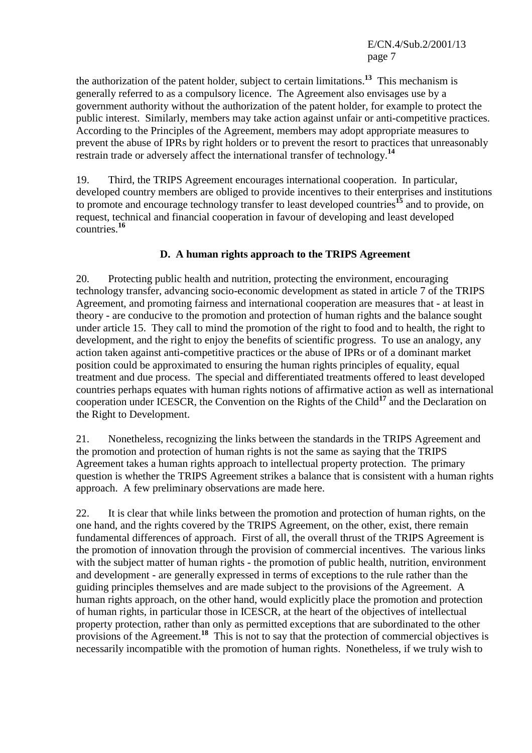the authorization of the patent holder, subject to certain limitations.[13] This mechanism is generally referred to as a compulsory licence. The Agreement also envisages use by a government authority without the authorization of the patent holder, for example to protect the public interest. Similarly, members may take action against unfair or anti-competitive practices. According to the Principles of the Agreement, members may adopt appropriate measures to prevent the abuse of IPRs by right holders or to prevent the resort to practices that unreasonably restrain trade or adversely affect the international transfer of technology.[14]

19. Third, the TRIPS Agreement encourages international cooperation. In particular, developed country members are obliged to provide incentives to their enterprises and institutions to promote and encourage technology transfer to least developed countries[15] and to provide, on request, technical and financial cooperation in favour of developing and least developed countries.[16]

### D. A human rights approach to the TRIPS Agreement

20. Protecting public health and nutrition, protecting the environment, encouraging technology transfer, advancing socio-economic development as stated in article 7 of the TRIPS Agreement, and promoting fairness and international cooperation are measures that - at least in theory - are conducive to the promotion and protection of human rights and the balance sought under article 15. They call to mind the promotion of the right to food and to health, the right to development, and the right to enjoy the benefits of scientific progress. To use an analogy, any action taken against anti-competitive practices or the abuse of IPRs or of a dominant market position could be approximated to ensuring the human rights principles of equality, equal treatment and due process. The special and differentiated treatments offered to least developed countries perhaps equates with human rights notions of affirmative action as well as international cooperation under ICESCR, the Convention on the Rights of the Child[17] and the Declaration on the Right to Development.

21. Nonetheless, recognizing the links between the standards in the TRIPS Agreement and the promotion and protection of human rights is not the same as saying that the TRIPS Agreement takes a human rights approach to intellectual property protection. The primary question is whether the TRIPS Agreement strikes a balance that is consistent with a human rights approach. A few preliminary observations are made here.

22. It is clear that while links between the promotion and protection of human rights, on the one hand, and the rights covered by the TRIPS Agreement, on the other, exist, there remain fundamental differences of approach. First of all, the overall thrust of the TRIPS Agreement is the promotion of innovation through the provision of commercial incentives. The various links with the subject matter of human rights - the promotion of public health, nutrition, environment and development - are generally expressed in terms of exceptions to the rule rather than the guiding principles themselves and are made subject to the provisions of the Agreement. A human rights approach, on the other hand, would explicitly place the promotion and protection of human rights, in particular those in ICESCR, at the heart of the objectives of intellectual property protection, rather than only as permitted exceptions that are subordinated to the other provisions of the Agreement.[18] This is not to say that the protection of commercial objectives is necessarily incompatible with the promotion of human rights. Nonetheless, if we truly wish to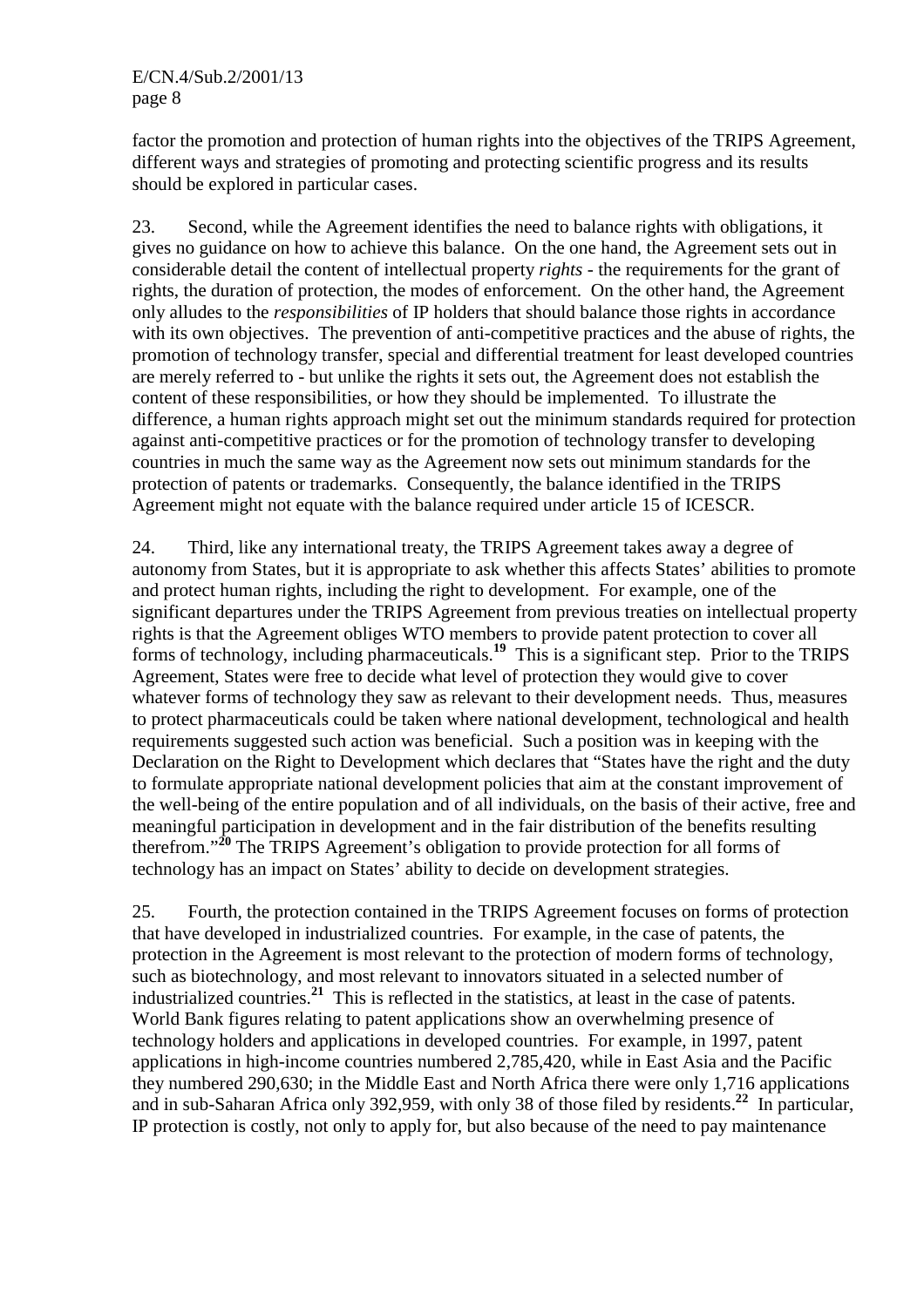factor the promotion and protection of human rights into the objectives of the TRIPS Agreement, different ways and strategies of promoting and protecting scientific progress and its results should be explored in particular cases.

23. Second, while the Agreement identifies the need to balance rights with obligations, it gives no guidance on how to achieve this balance. On the one hand, the Agreement sets out in considerable detail the content of intellectual property *rights* - the requirements for the grant of rights, the duration of protection, the modes of enforcement. On the other hand, the Agreement only alludes to the *responsibilities* of IP holders that should balance those rights in accordance with its own objectives. The prevention of anti-competitive practices and the abuse of rights, the promotion of technology transfer, special and differential treatment for least developed countries are merely referred to - but unlike the rights it sets out, the Agreement does not establish the content of these responsibilities, or how they should be implemented. To illustrate the difference, a human rights approach might set out the minimum standards required for protection against anti-competitive practices or for the promotion of technology transfer to developing countries in much the same way as the Agreement now sets out minimum standards for the protection of patents or trademarks. Consequently, the balance identified in the TRIPS Agreement might not equate with the balance required under article 15 of ICESCR.

24. Third, like any international treaty, the TRIPS Agreement takes away a degree of autonomy from States, but it is appropriate to ask whether this affects States' abilities to promote and protect human rights, including the right to development. For example, one of the significant departures under the TRIPS Agreement from previous treaties on intellectual property rights is that the Agreement obliges WTO members to provide patent protection to cover all forms of technology, including pharmaceuticals.[19] This is a significant step. Prior to the TRIPS Agreement, States were free to decide what level of protection they would give to cover whatever forms of technology they saw as relevant to their development needs. Thus, measures to protect pharmaceuticals could be taken where national development, technological and health requirements suggested such action was beneficial. Such a position was in keeping with the Declaration on the Right to Development which declares that "States have the right and the duty to formulate appropriate national development policies that aim at the constant improvement of the well-being of the entire population and of all individuals, on the basis of their active, free and meaningful participation in development and in the fair distribution of the benefits resulting therefrom."[20] The TRIPS Agreement's obligation to provide protection for all forms of technology has an impact on States' ability to decide on development strategies.

25. Fourth, the protection contained in the TRIPS Agreement focuses on forms of protection that have developed in industrialized countries. For example, in the case of patents, the protection in the Agreement is most relevant to the protection of modern forms of technology, such as biotechnology, and most relevant to innovators situated in a selected number of industrialized countries.[21] This is reflected in the statistics, at least in the case of patents. World Bank figures relating to patent applications show an overwhelming presence of technology holders and applications in developed countries. For example, in 1997, patent applications in high-income countries numbered 2,785,420, while in East Asia and the Pacific they numbered 290,630; in the Middle East and North Africa there were only 1,716 applications and in sub-Saharan Africa only 392,959, with only 38 of those filed by residents.[22] In particular, IP protection is costly, not only to apply for, but also because of the need to pay maintenance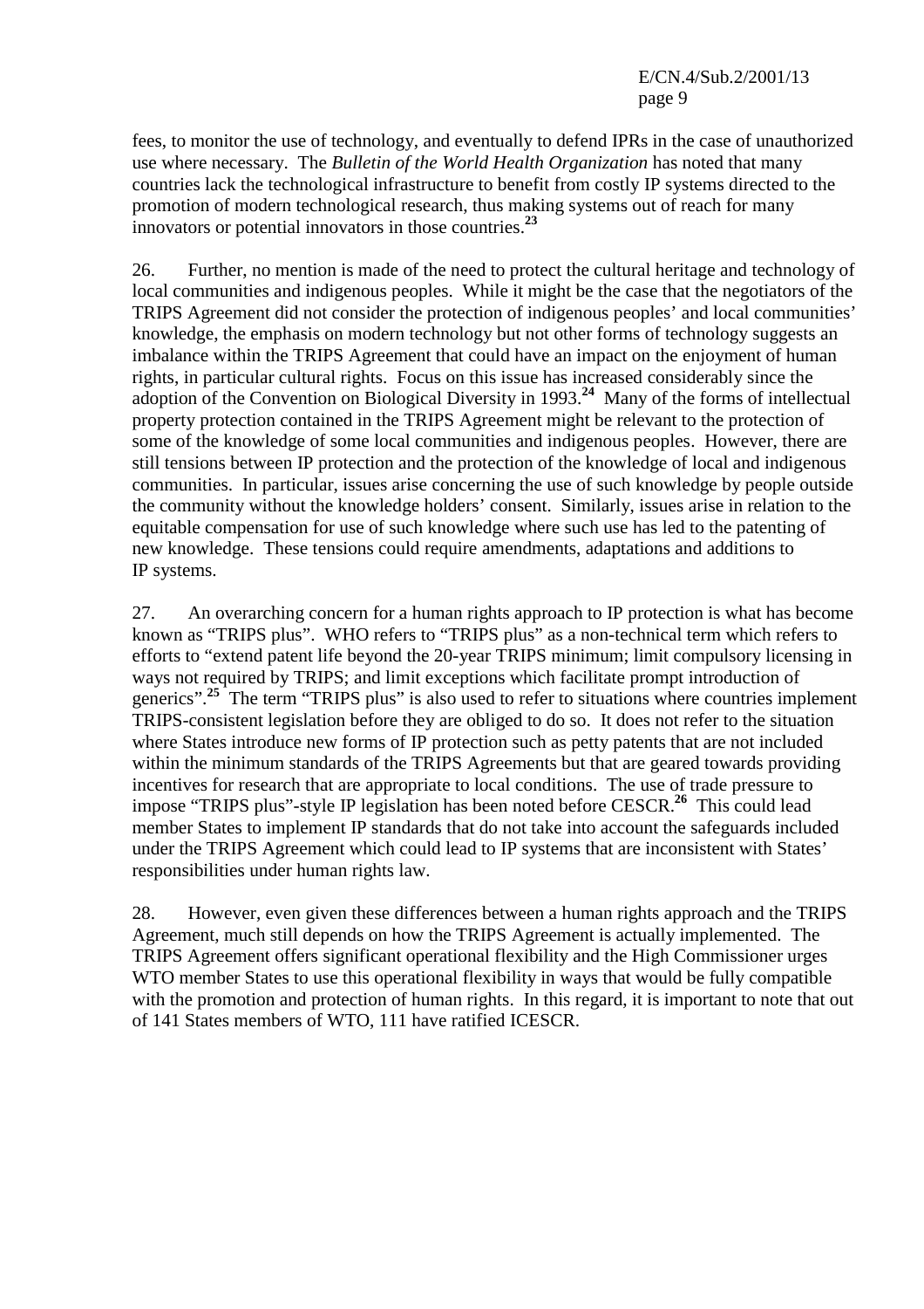fees, to monitor the use of technology, and eventually to defend IPRs in the case of unauthorized use where necessary. The *Bulletin of the World Health Organization* has noted that many countries lack the technological infrastructure to benefit from costly IP systems directed to the promotion of modern technological research, thus making systems out of reach for many innovators or potential innovators in those countries.[23]

26. Further, no mention is made of the need to protect the cultural heritage and technology of local communities and indigenous peoples. While it might be the case that the negotiators of the TRIPS Agreement did not consider the protection of indigenous peoples' and local communities' knowledge, the emphasis on modern technology but not other forms of technology suggests an imbalance within the TRIPS Agreement that could have an impact on the enjoyment of human rights, in particular cultural rights. Focus on this issue has increased considerably since the adoption of the Convention on Biological Diversity in 1993.[24] Many of the forms of intellectual property protection contained in the TRIPS Agreement might be relevant to the protection of some of the knowledge of some local communities and indigenous peoples. However, there are still tensions between IP protection and the protection of the knowledge of local and indigenous communities. In particular, issues arise concerning the use of such knowledge by people outside the community without the knowledge holders' consent. Similarly, issues arise in relation to the equitable compensation for use of such knowledge where such use has led to the patenting of new knowledge. These tensions could require amendments, adaptations and additions to IP systems.

27. An overarching concern for a human rights approach to IP protection is what has become known as "TRIPS plus". WHO refers to "TRIPS plus" as a non-technical term which refers to efforts to "extend patent life beyond the 20-year TRIPS minimum; limit compulsory licensing in ways not required by TRIPS; and limit exceptions which facilitate prompt introduction of generics".[25] The term "TRIPS plus" is also used to refer to situations where countries implement TRIPS-consistent legislation before they are obliged to do so. It does not refer to the situation where States introduce new forms of IP protection such as petty patents that are not included within the minimum standards of the TRIPS Agreements but that are geared towards providing incentives for research that are appropriate to local conditions. The use of trade pressure to impose "TRIPS plus"-style IP legislation has been noted before CESCR.[26] This could lead member States to implement IP standards that do not take into account the safeguards included under the TRIPS Agreement which could lead to IP systems that are inconsistent with States' responsibilities under human rights law.

28. However, even given these differences between a human rights approach and the TRIPS Agreement, much still depends on how the TRIPS Agreement is actually implemented. The TRIPS Agreement offers significant operational flexibility and the High Commissioner urges WTO member States to use this operational flexibility in ways that would be fully compatible with the promotion and protection of human rights. In this regard, it is important to note that out of 141 States members of WTO, 111 have ratified ICESCR.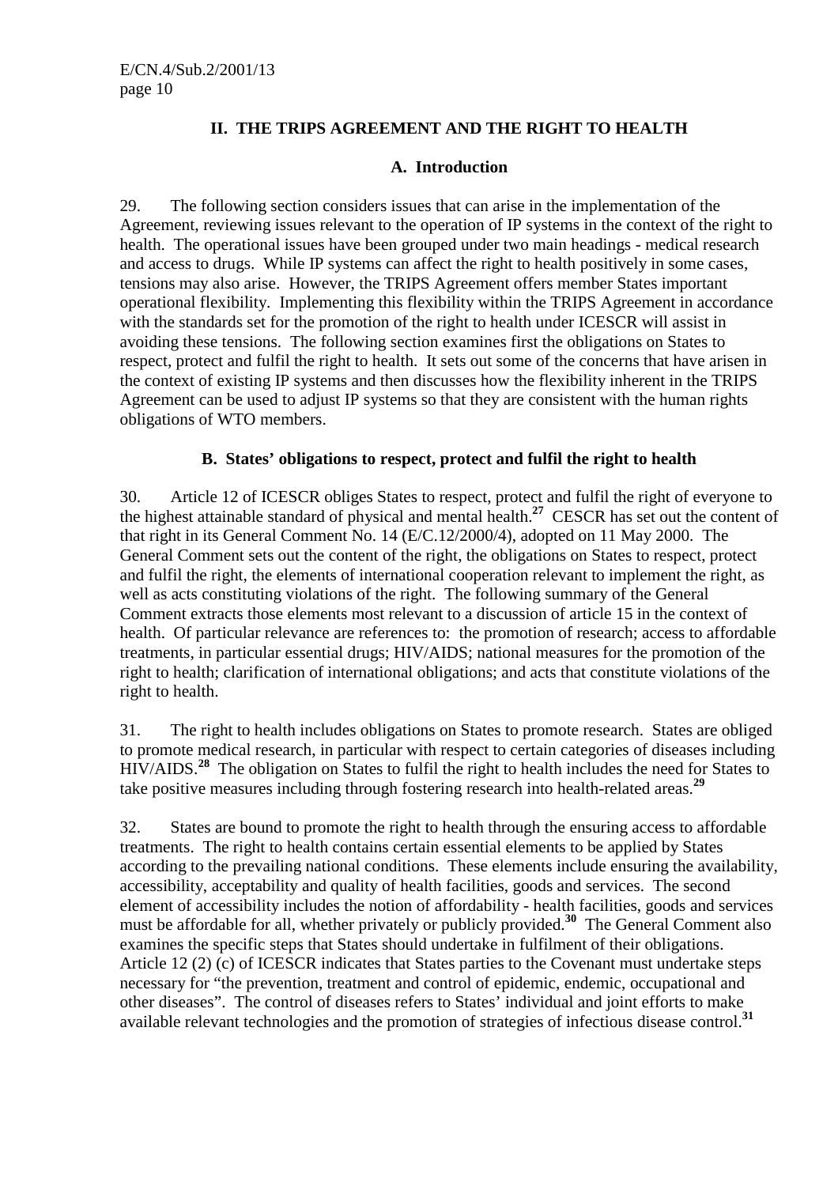## II. THE TRIPS AGREEMENT AND THE RIGHT TO HEALTH

### A. Introduction

29. The following section considers issues that can arise in the implementation of the Agreement, reviewing issues relevant to the operation of IP systems in the context of the right to health. The operational issues have been grouped under two main headings - medical research and access to drugs. While IP systems can affect the right to health positively in some cases, tensions may also arise. However, the TRIPS Agreement offers member States important operational flexibility. Implementing this flexibility within the TRIPS Agreement in accordance with the standards set for the promotion of the right to health under ICESCR will assist in avoiding these tensions. The following section examines first the obligations on States to respect, protect and fulfil the right to health. It sets out some of the concerns that have arisen in the context of existing IP systems and then discusses how the flexibility inherent in the TRIPS Agreement can be used to adjust IP systems so that they are consistent with the human rights obligations of WTO members.

### B. States' obligations to respect, protect and fulfil the right to health

30. Article 12 of ICESCR obliges States to respect, protect and fulfil the right of everyone to the highest attainable standard of physical and mental health.[27] CESCR has set out the content of that right in its General Comment No. 14 (E/C.12/2000/4), adopted on 11 May 2000. The General Comment sets out the content of the right, the obligations on States to respect, protect and fulfil the right, the elements of international cooperation relevant to implement the right, as well as acts constituting violations of the right. The following summary of the General Comment extracts those elements most relevant to a discussion of article 15 in the context of health. Of particular relevance are references to: the promotion of research; access to affordable treatments, in particular essential drugs; HIV/AIDS; national measures for the promotion of the right to health; clarification of international obligations; and acts that constitute violations of the right to health.

31. The right to health includes obligations on States to promote research. States are obliged to promote medical research, in particular with respect to certain categories of diseases including HIV/AIDS.[28] The obligation on States to fulfil the right to health includes the need for States to take positive measures including through fostering research into health-related areas.[29]

32. States are bound to promote the right to health through the ensuring access to affordable treatments. The right to health contains certain essential elements to be applied by States according to the prevailing national conditions. These elements include ensuring the availability, accessibility, acceptability and quality of health facilities, goods and services. The second element of accessibility includes the notion of affordability - health facilities, goods and services must be affordable for all, whether privately or publicly provided.[30] The General Comment also examines the specific steps that States should undertake in fulfilment of their obligations. Article 12 (2) (c) of ICESCR indicates that States parties to the Covenant must undertake steps necessary for "the prevention, treatment and control of epidemic, endemic, occupational and other diseases". The control of diseases refers to States' individual and joint efforts to make available relevant technologies and the promotion of strategies of infectious disease control.[31]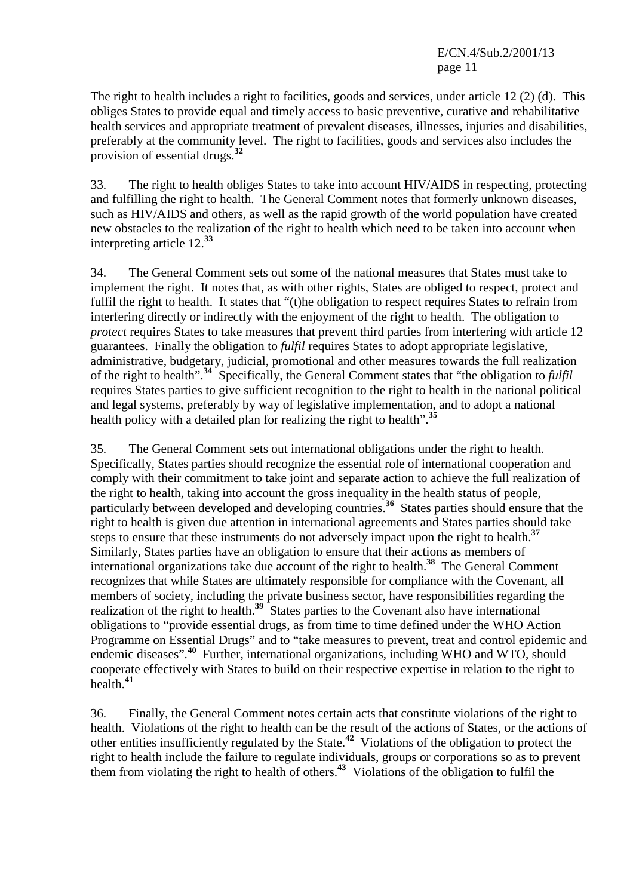The right to health includes a right to facilities, goods and services, under article 12 (2) (d). This obliges States to provide equal and timely access to basic preventive, curative and rehabilitative health services and appropriate treatment of prevalent diseases, illnesses, injuries and disabilities, preferably at the community level. The right to facilities, goods and services also includes the provision of essential drugs.[32]

33. The right to health obliges States to take into account HIV/AIDS in respecting, protecting and fulfilling the right to health. The General Comment notes that formerly unknown diseases, such as HIV/AIDS and others, as well as the rapid growth of the world population have created new obstacles to the realization of the right to health which need to be taken into account when interpreting article 12.[33]

34. The General Comment sets out some of the national measures that States must take to implement the right. It notes that, as with other rights, States are obliged to respect, protect and fulfil the right to health. It states that "(t)he obligation to respect requires States to refrain from interfering directly or indirectly with the enjoyment of the right to health. The obligation to *protect* requires States to take measures that prevent third parties from interfering with article 12 guarantees. Finally the obligation to *fulfil* requires States to adopt appropriate legislative, administrative, budgetary, judicial, promotional and other measures towards the full realization of the right to health".[34] Specifically, the General Comment states that "the obligation to *fulfil* requires States parties to give sufficient recognition to the right to health in the national political and legal systems, preferably by way of legislative implementation, and to adopt a national health policy with a detailed plan for realizing the right to health".[35]

35. The General Comment sets out international obligations under the right to health. Specifically, States parties should recognize the essential role of international cooperation and comply with their commitment to take joint and separate action to achieve the full realization of the right to health, taking into account the gross inequality in the health status of people, particularly between developed and developing countries.[36] States parties should ensure that the right to health is given due attention in international agreements and States parties should take steps to ensure that these instruments do not adversely impact upon the right to health.[37] Similarly, States parties have an obligation to ensure that their actions as members of international organizations take due account of the right to health.[38] The General Comment recognizes that while States are ultimately responsible for compliance with the Covenant, all members of society, including the private business sector, have responsibilities regarding the realization of the right to health.[39] States parties to the Covenant also have international obligations to "provide essential drugs, as from time to time defined under the WHO Action Programme on Essential Drugs" and to "take measures to prevent, treat and control epidemic and endemic diseases".[40] Further, international organizations, including WHO and WTO, should cooperate effectively with States to build on their respective expertise in relation to the right to health.[41]

36. Finally, the General Comment notes certain acts that constitute violations of the right to health. Violations of the right to health can be the result of the actions of States, or the actions of other entities insufficiently regulated by the State.[42] Violations of the obligation to protect the right to health include the failure to regulate individuals, groups or corporations so as to prevent them from violating the right to health of others.[43] Violations of the obligation to fulfil the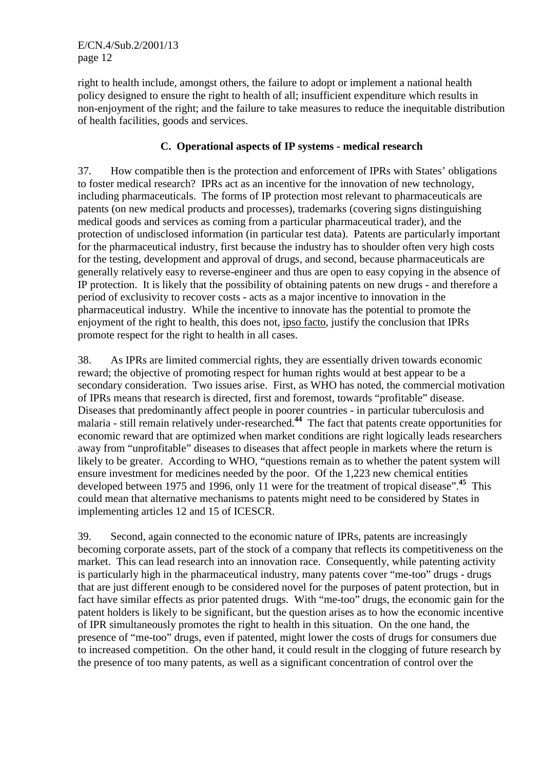right to health include, amongst others, the failure to adopt or implement a national health policy designed to ensure the right to health of all; insufficient expenditure which results in non-enjoyment of the right; and the failure to take measures to reduce the inequitable distribution of health facilities, goods and services.

### C. Operational aspects of IP systems - medical research

37. How compatible then is the protection and enforcement of IPRs with States' obligations to foster medical research? IPRs act as an incentive for the innovation of new technology, including pharmaceuticals. The forms of IP protection most relevant to pharmaceuticals are patents (on new medical products and processes), trademarks (covering signs distinguishing medical goods and services as coming from a particular pharmaceutical trader), and the protection of undisclosed information (in particular test data). Patents are particularly important for the pharmaceutical industry, first because the industry has to shoulder often very high costs for the testing, development and approval of drugs, and second, because pharmaceuticals are generally relatively easy to reverse-engineer and thus are open to easy copying in the absence of IP protection. It is likely that the possibility of obtaining patents on new drugs - and therefore a period of exclusivity to recover costs - acts as a major incentive to innovation in the pharmaceutical industry. While the incentive to innovate has the potential to promote the enjoyment of the right to health, this does not, ipso facto, justify the conclusion that IPRs promote respect for the right to health in all cases.

38. As IPRs are limited commercial rights, they are essentially driven towards economic reward; the objective of promoting respect for human rights would at best appear to be a secondary consideration. Two issues arise. First, as WHO has noted, the commercial motivation of IPRs means that research is directed, first and foremost, towards "profitable" disease. Diseases that predominantly affect people in poorer countries - in particular tuberculosis and malaria - still remain relatively under-researched.[44] The fact that patents create opportunities for economic reward that are optimized when market conditions are right logically leads researchers away from "unprofitable" diseases to diseases that affect people in markets where the return is likely to be greater. According to WHO, "questions remain as to whether the patent system will ensure investment for medicines needed by the poor. Of the 1,223 new chemical entities developed between 1975 and 1996, only 11 were for the treatment of tropical disease".[45] This could mean that alternative mechanisms to patents might need to be considered by States in implementing articles 12 and 15 of ICESCR.

39. Second, again connected to the economic nature of IPRs, patents are increasingly becoming corporate assets, part of the stock of a company that reflects its competitiveness on the market. This can lead research into an innovation race. Consequently, while patenting activity is particularly high in the pharmaceutical industry, many patents cover "me-too" drugs - drugs that are just different enough to be considered novel for the purposes of patent protection, but in fact have similar effects as prior patented drugs. With "me-too" drugs, the economic gain for the patent holders is likely to be significant, but the question arises as to how the economic incentive of IPR simultaneously promotes the right to health in this situation. On the one hand, the presence of "me-too" drugs, even if patented, might lower the costs of drugs for consumers due to increased competition. On the other hand, it could result in the clogging of future research by the presence of too many patents, as well as a significant concentration of control over the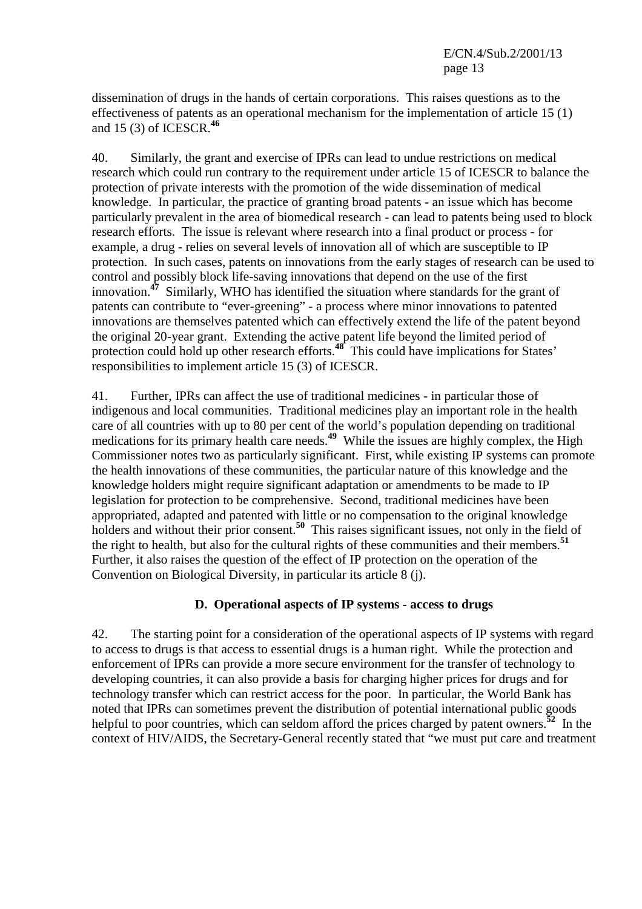dissemination of drugs in the hands of certain corporations. This raises questions as to the effectiveness of patents as an operational mechanism for the implementation of article 15 (1) and 15 (3) of ICESCR.[46]

40. Similarly, the grant and exercise of IPRs can lead to undue restrictions on medical research which could run contrary to the requirement under article 15 of ICESCR to balance the protection of private interests with the promotion of the wide dissemination of medical knowledge. In particular, the practice of granting broad patents - an issue which has become particularly prevalent in the area of biomedical research - can lead to patents being used to block research efforts. The issue is relevant where research into a final product or process - for example, a drug - relies on several levels of innovation all of which are susceptible to IP protection. In such cases, patents on innovations from the early stages of research can be used to control and possibly block life-saving innovations that depend on the use of the first innovation.[47] Similarly, WHO has identified the situation where standards for the grant of patents can contribute to "ever-greening" - a process where minor innovations to patented innovations are themselves patented which can effectively extend the life of the patent beyond the original 20-year grant. Extending the active patent life beyond the limited period of protection could hold up other research efforts.[48] This could have implications for States' responsibilities to implement article 15 (3) of ICESCR.

41. Further, IPRs can affect the use of traditional medicines - in particular those of indigenous and local communities. Traditional medicines play an important role in the health care of all countries with up to 80 per cent of the world's population depending on traditional medications for its primary health care needs.[49] While the issues are highly complex, the High Commissioner notes two as particularly significant. First, while existing IP systems can promote the health innovations of these communities, the particular nature of this knowledge and the knowledge holders might require significant adaptation or amendments to be made to IP legislation for protection to be comprehensive. Second, traditional medicines have been appropriated, adapted and patented with little or no compensation to the original knowledge holders and without their prior consent.[50] This raises significant issues, not only in the field of the right to health, but also for the cultural rights of these communities and their members.[51] Further, it also raises the question of the effect of IP protection on the operation of the Convention on Biological Diversity, in particular its article 8 (j).

### D. Operational aspects of IP systems - access to drugs

42. The starting point for a consideration of the operational aspects of IP systems with regard to access to drugs is that access to essential drugs is a human right. While the protection and enforcement of IPRs can provide a more secure environment for the transfer of technology to developing countries, it can also provide a basis for charging higher prices for drugs and for technology transfer which can restrict access for the poor. In particular, the World Bank has noted that IPRs can sometimes prevent the distribution of potential international public goods helpful to poor countries, which can seldom afford the prices charged by patent owners.[52] In the context of HIV/AIDS, the Secretary-General recently stated that "we must put care and treatment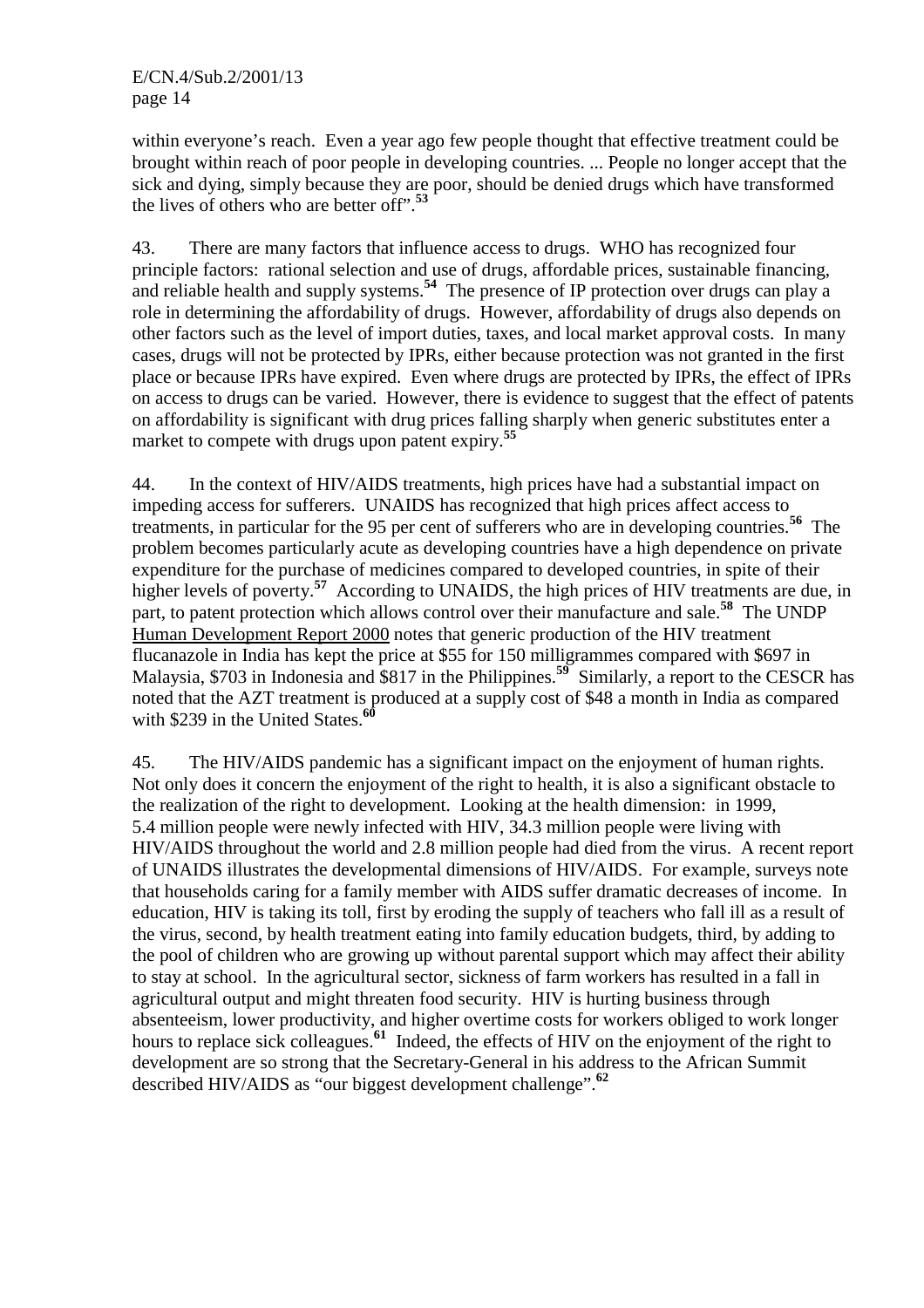within everyone's reach. Even a year ago few people thought that effective treatment could be brought within reach of poor people in developing countries. ... People no longer accept that the sick and dying, simply because they are poor, should be denied drugs which have transformed the lives of others who are better off".[53]

43. There are many factors that influence access to drugs. WHO has recognized four principle factors: rational selection and use of drugs, affordable prices, sustainable financing, and reliable health and supply systems.[54] The presence of IP protection over drugs can play a role in determining the affordability of drugs. However, affordability of drugs also depends on other factors such as the level of import duties, taxes, and local market approval costs. In many cases, drugs will not be protected by IPRs, either because protection was not granted in the first place or because IPRs have expired. Even where drugs are protected by IPRs, the effect of IPRs on access to drugs can be varied. However, there is evidence to suggest that the effect of patents on affordability is significant with drug prices falling sharply when generic substitutes enter a market to compete with drugs upon patent expiry.[55]

44. In the context of HIV/AIDS treatments, high prices have had a substantial impact on impeding access for sufferers. UNAIDS has recognized that high prices affect access to treatments, in particular for the 95 per cent of sufferers who are in developing countries.[56] The problem becomes particularly acute as developing countries have a high dependence on private expenditure for the purchase of medicines compared to developed countries, in spite of their higher levels of poverty.[57] According to UNAIDS, the high prices of HIV treatments are due, in part, to patent protection which allows control over their manufacture and sale.[58] The UNDP Human Development Report 2000 notes that generic production of the HIV treatment flucanazole in India has kept the price at \$55 for 150 milligrammes compared with \$697 in Malaysia, \$703 in Indonesia and \$817 in the Philippines.[59] Similarly, a report to the CESCR has noted that the AZT treatment is produced at a supply cost of \$48 a month in India as compared with \$239 in the United States.[60]

45. The HIV/AIDS pandemic has a significant impact on the enjoyment of human rights. Not only does it concern the enjoyment of the right to health, it is also a significant obstacle to the realization of the right to development. Looking at the health dimension: in 1999, 5.4 million people were newly infected with HIV, 34.3 million people were living with HIV/AIDS throughout the world and 2.8 million people had died from the virus. A recent report of UNAIDS illustrates the developmental dimensions of HIV/AIDS. For example, surveys note that households caring for a family member with AIDS suffer dramatic decreases of income. In education, HIV is taking its toll, first by eroding the supply of teachers who fall ill as a result of the virus, second, by health treatment eating into family education budgets, third, by adding to the pool of children who are growing up without parental support which may affect their ability to stay at school. In the agricultural sector, sickness of farm workers has resulted in a fall in agricultural output and might threaten food security. HIV is hurting business through absenteeism, lower productivity, and higher overtime costs for workers obliged to work longer hours to replace sick colleagues.[61] Indeed, the effects of HIV on the enjoyment of the right to development are so strong that the Secretary-General in his address to the African Summit described HIV/AIDS as "our biggest development challenge".[62]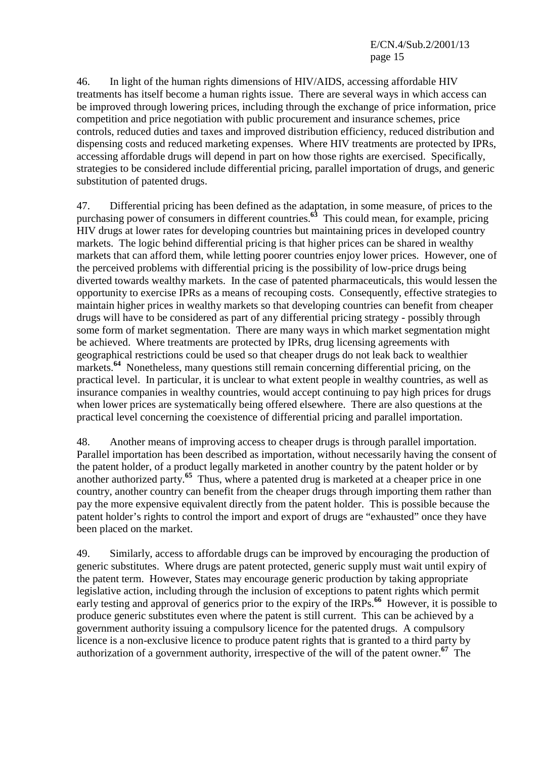46. In light of the human rights dimensions of HIV/AIDS, accessing affordable HIV treatments has itself become a human rights issue. There are several ways in which access can be improved through lowering prices, including through the exchange of price information, price competition and price negotiation with public procurement and insurance schemes, price controls, reduced duties and taxes and improved distribution efficiency, reduced distribution and dispensing costs and reduced marketing expenses. Where HIV treatments are protected by IPRs, accessing affordable drugs will depend in part on how those rights are exercised. Specifically, strategies to be considered include differential pricing, parallel importation of drugs, and generic substitution of patented drugs.

47. Differential pricing has been defined as the adaptation, in some measure, of prices to the purchasing power of consumers in different countries.[63] This could mean, for example, pricing HIV drugs at lower rates for developing countries but maintaining prices in developed country markets. The logic behind differential pricing is that higher prices can be shared in wealthy markets that can afford them, while letting poorer countries enjoy lower prices. However, one of the perceived problems with differential pricing is the possibility of low-price drugs being diverted towards wealthy markets. In the case of patented pharmaceuticals, this would lessen the opportunity to exercise IPRs as a means of recouping costs. Consequently, effective strategies to maintain higher prices in wealthy markets so that developing countries can benefit from cheaper drugs will have to be considered as part of any differential pricing strategy - possibly through some form of market segmentation. There are many ways in which market segmentation might be achieved. Where treatments are protected by IPRs, drug licensing agreements with geographical restrictions could be used so that cheaper drugs do not leak back to wealthier markets.[64] Nonetheless, many questions still remain concerning differential pricing, on the practical level. In particular, it is unclear to what extent people in wealthy countries, as well as insurance companies in wealthy countries, would accept continuing to pay high prices for drugs when lower prices are systematically being offered elsewhere. There are also questions at the practical level concerning the coexistence of differential pricing and parallel importation.

48. Another means of improving access to cheaper drugs is through parallel importation. Parallel importation has been described as importation, without necessarily having the consent of the patent holder, of a product legally marketed in another country by the patent holder or by another authorized party.[65] Thus, where a patented drug is marketed at a cheaper price in one country, another country can benefit from the cheaper drugs through importing them rather than pay the more expensive equivalent directly from the patent holder. This is possible because the patent holder's rights to control the import and export of drugs are "exhausted" once they have been placed on the market.

49. Similarly, access to affordable drugs can be improved by encouraging the production of generic substitutes. Where drugs are patent protected, generic supply must wait until expiry of the patent term. However, States may encourage generic production by taking appropriate legislative action, including through the inclusion of exceptions to patent rights which permit early testing and approval of generics prior to the expiry of the IRPs.[66] However, it is possible to produce generic substitutes even where the patent is still current. This can be achieved by a government authority issuing a compulsory licence for the patented drugs. A compulsory licence is a non-exclusive licence to produce patent rights that is granted to a third party by authorization of a government authority, irrespective of the will of the patent owner.[67] The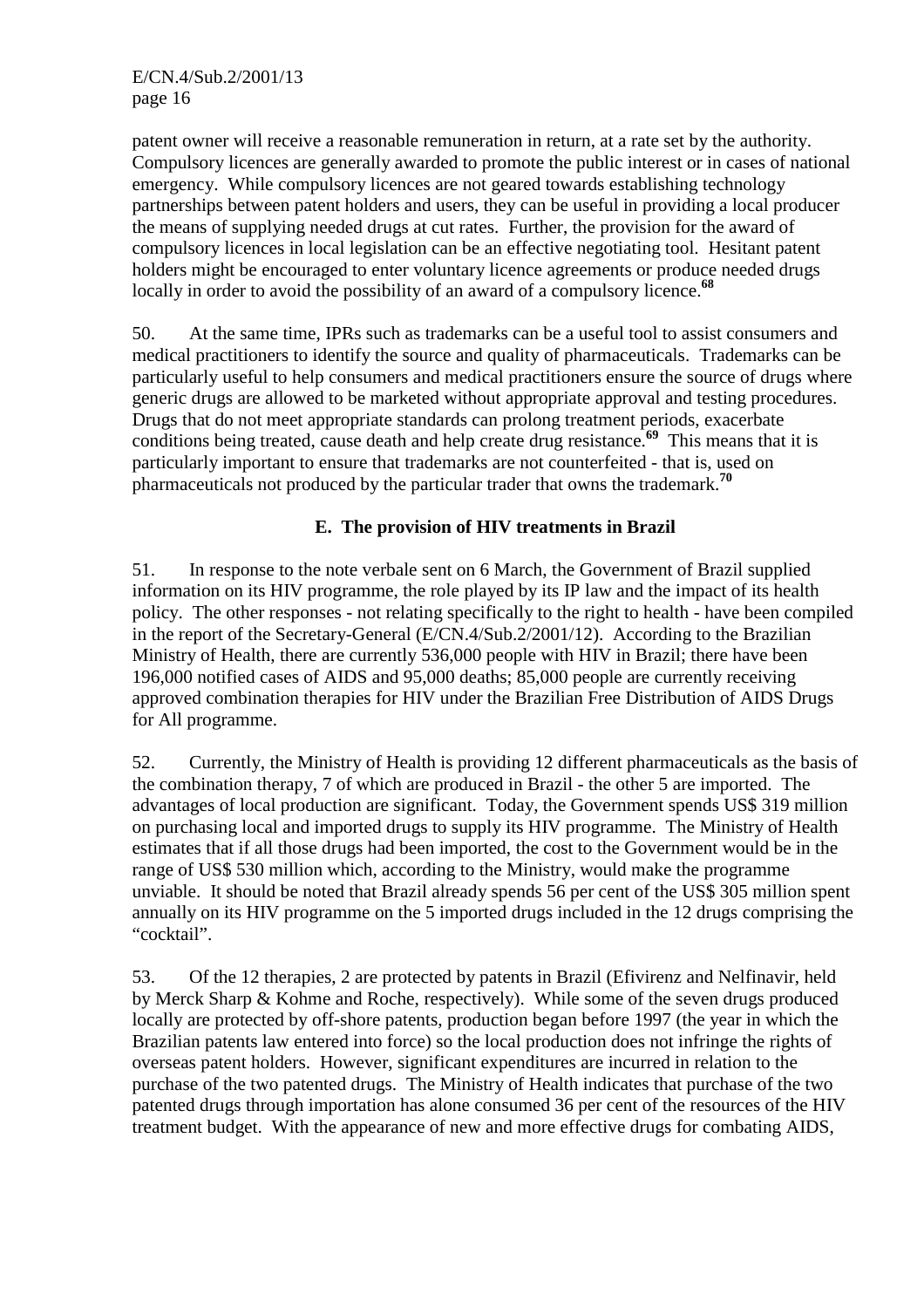patent owner will receive a reasonable remuneration in return, at a rate set by the authority. Compulsory licences are generally awarded to promote the public interest or in cases of national emergency. While compulsory licences are not geared towards establishing technology partnerships between patent holders and users, they can be useful in providing a local producer the means of supplying needed drugs at cut rates. Further, the provision for the award of compulsory licences in local legislation can be an effective negotiating tool. Hesitant patent holders might be encouraged to enter voluntary licence agreements or produce needed drugs locally in order to avoid the possibility of an award of a compulsory licence.[68]

50. At the same time, IPRs such as trademarks can be a useful tool to assist consumers and medical practitioners to identify the source and quality of pharmaceuticals. Trademarks can be particularly useful to help consumers and medical practitioners ensure the source of drugs where generic drugs are allowed to be marketed without appropriate approval and testing procedures. Drugs that do not meet appropriate standards can prolong treatment periods, exacerbate conditions being treated, cause death and help create drug resistance.[69] This means that it is particularly important to ensure that trademarks are not counterfeited - that is, used on pharmaceuticals not produced by the particular trader that owns the trademark.[70]

### E. The provision of HIV treatments in Brazil

51. In response to the note verbale sent on 6 March, the Government of Brazil supplied information on its HIV programme, the role played by its IP law and the impact of its health policy. The other responses - not relating specifically to the right to health - have been compiled in the report of the Secretary-General (E/CN.4/Sub.2/2001/12). According to the Brazilian Ministry of Health, there are currently 536,000 people with HIV in Brazil; there have been 196,000 notified cases of AIDS and 95,000 deaths; 85,000 people are currently receiving approved combination therapies for HIV under the Brazilian Free Distribution of AIDS Drugs for All programme.

52. Currently, the Ministry of Health is providing 12 different pharmaceuticals as the basis of the combination therapy, 7 of which are produced in Brazil - the other 5 are imported. The advantages of local production are significant. Today, the Government spends US$ 319 million on purchasing local and imported drugs to supply its HIV programme. The Ministry of Health estimates that if all those drugs had been imported, the cost to the Government would be in the range of US$ 530 million which, according to the Ministry, would make the programme unviable. It should be noted that Brazil already spends 56 per cent of the US$ 305 million spent annually on its HIV programme on the 5 imported drugs included in the 12 drugs comprising the "cocktail".

53. Of the 12 therapies, 2 are protected by patents in Brazil (Efivirenz and Nelfinavir, held by Merck Sharp & Kohme and Roche, respectively). While some of the seven drugs produced locally are protected by off-shore patents, production began before 1997 (the year in which the Brazilian patents law entered into force) so the local production does not infringe the rights of overseas patent holders. However, significant expenditures are incurred in relation to the purchase of the two patented drugs. The Ministry of Health indicates that purchase of the two patented drugs through importation has alone consumed 36 per cent of the resources of the HIV treatment budget. With the appearance of new and more effective drugs for combating AIDS,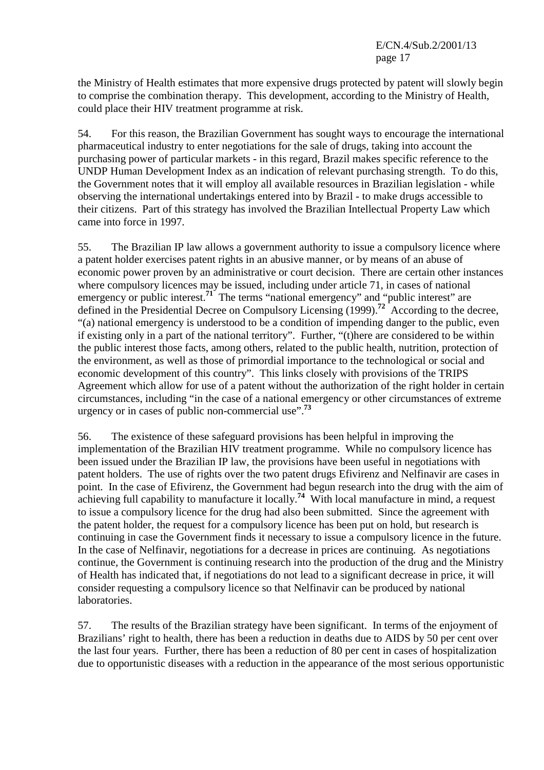the Ministry of Health estimates that more expensive drugs protected by patent will slowly begin to comprise the combination therapy. This development, according to the Ministry of Health, could place their HIV treatment programme at risk.

54. For this reason, the Brazilian Government has sought ways to encourage the international pharmaceutical industry to enter negotiations for the sale of drugs, taking into account the purchasing power of particular markets - in this regard, Brazil makes specific reference to the UNDP Human Development Index as an indication of relevant purchasing strength. To do this, the Government notes that it will employ all available resources in Brazilian legislation - while observing the international undertakings entered into by Brazil - to make drugs accessible to their citizens. Part of this strategy has involved the Brazilian Intellectual Property Law which came into force in 1997.

55. The Brazilian IP law allows a government authority to issue a compulsory licence where a patent holder exercises patent rights in an abusive manner, or by means of an abuse of economic power proven by an administrative or court decision. There are certain other instances where compulsory licences may be issued, including under article 71, in cases of national emergency or public interest.[71] The terms "national emergency" and "public interest" are defined in the Presidential Decree on Compulsory Licensing (1999).[72] According to the decree, "(a) national emergency is understood to be a condition of impending danger to the public, even if existing only in a part of the national territory". Further, "(t)here are considered to be within the public interest those facts, among others, related to the public health, nutrition, protection of the environment, as well as those of primordial importance to the technological or social and economic development of this country". This links closely with provisions of the TRIPS Agreement which allow for use of a patent without the authorization of the right holder in certain circumstances, including "in the case of a national emergency or other circumstances of extreme urgency or in cases of public non-commercial use".[73]

56. The existence of these safeguard provisions has been helpful in improving the implementation of the Brazilian HIV treatment programme. While no compulsory licence has been issued under the Brazilian IP law, the provisions have been useful in negotiations with patent holders. The use of rights over the two patent drugs Efivirenz and Nelfinavir are cases in point. In the case of Efivirenz, the Government had begun research into the drug with the aim of achieving full capability to manufacture it locally.[74] With local manufacture in mind, a request to issue a compulsory licence for the drug had also been submitted. Since the agreement with the patent holder, the request for a compulsory licence has been put on hold, but research is continuing in case the Government finds it necessary to issue a compulsory licence in the future. In the case of Nelfinavir, negotiations for a decrease in prices are continuing. As negotiations continue, the Government is continuing research into the production of the drug and the Ministry of Health has indicated that, if negotiations do not lead to a significant decrease in price, it will consider requesting a compulsory licence so that Nelfinavir can be produced by national laboratories.

57. The results of the Brazilian strategy have been significant. In terms of the enjoyment of Brazilians' right to health, there has been a reduction in deaths due to AIDS by 50 per cent over the last four years. Further, there has been a reduction of 80 per cent in cases of hospitalization due to opportunistic diseases with a reduction in the appearance of the most serious opportunistic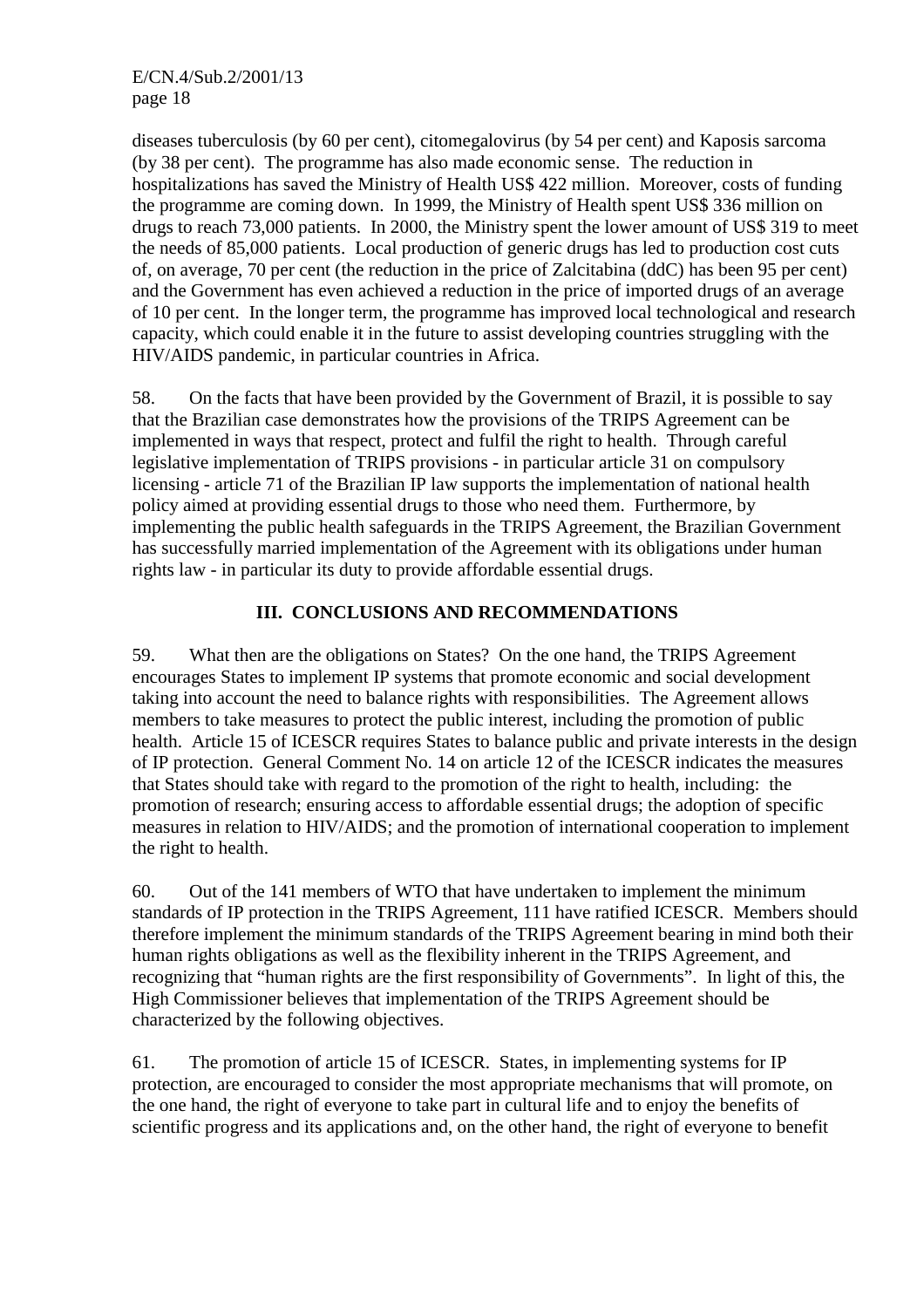diseases tuberculosis (by 60 per cent), citomegalovirus (by 54 per cent) and Kaposis sarcoma (by 38 per cent). The programme has also made economic sense. The reduction in hospitalizations has saved the Ministry of Health US$ 422 million. Moreover, costs of funding the programme are coming down. In 1999, the Ministry of Health spent US$ 336 million on drugs to reach 73,000 patients. In 2000, the Ministry spent the lower amount of US$ 319 to meet the needs of 85,000 patients. Local production of generic drugs has led to production cost cuts of, on average, 70 per cent (the reduction in the price of Zalcitabina (ddC) has been 95 per cent) and the Government has even achieved a reduction in the price of imported drugs of an average of 10 per cent. In the longer term, the programme has improved local technological and research capacity, which could enable it in the future to assist developing countries struggling with the HIV/AIDS pandemic, in particular countries in Africa.

58. On the facts that have been provided by the Government of Brazil, it is possible to say that the Brazilian case demonstrates how the provisions of the TRIPS Agreement can be implemented in ways that respect, protect and fulfil the right to health. Through careful legislative implementation of TRIPS provisions - in particular article 31 on compulsory licensing - article 71 of the Brazilian IP law supports the implementation of national health policy aimed at providing essential drugs to those who need them. Furthermore, by implementing the public health safeguards in the TRIPS Agreement, the Brazilian Government has successfully married implementation of the Agreement with its obligations under human rights law - in particular its duty to provide affordable essential drugs.

## III. CONCLUSIONS AND RECOMMENDATIONS

59. What then are the obligations on States? On the one hand, the TRIPS Agreement encourages States to implement IP systems that promote economic and social development taking into account the need to balance rights with responsibilities. The Agreement allows members to take measures to protect the public interest, including the promotion of public health. Article 15 of ICESCR requires States to balance public and private interests in the design of IP protection. General Comment No. 14 on article 12 of the ICESCR indicates the measures that States should take with regard to the promotion of the right to health, including: the promotion of research; ensuring access to affordable essential drugs; the adoption of specific measures in relation to HIV/AIDS; and the promotion of international cooperation to implement the right to health.

60. Out of the 141 members of WTO that have undertaken to implement the minimum standards of IP protection in the TRIPS Agreement, 111 have ratified ICESCR. Members should therefore implement the minimum standards of the TRIPS Agreement bearing in mind both their human rights obligations as well as the flexibility inherent in the TRIPS Agreement, and recognizing that "human rights are the first responsibility of Governments". In light of this, the High Commissioner believes that implementation of the TRIPS Agreement should be characterized by the following objectives.

61. The promotion of article 15 of ICESCR. States, in implementing systems for IP protection, are encouraged to consider the most appropriate mechanisms that will promote, on the one hand, the right of everyone to take part in cultural life and to enjoy the benefits of scientific progress and its applications and, on the other hand, the right of everyone to benefit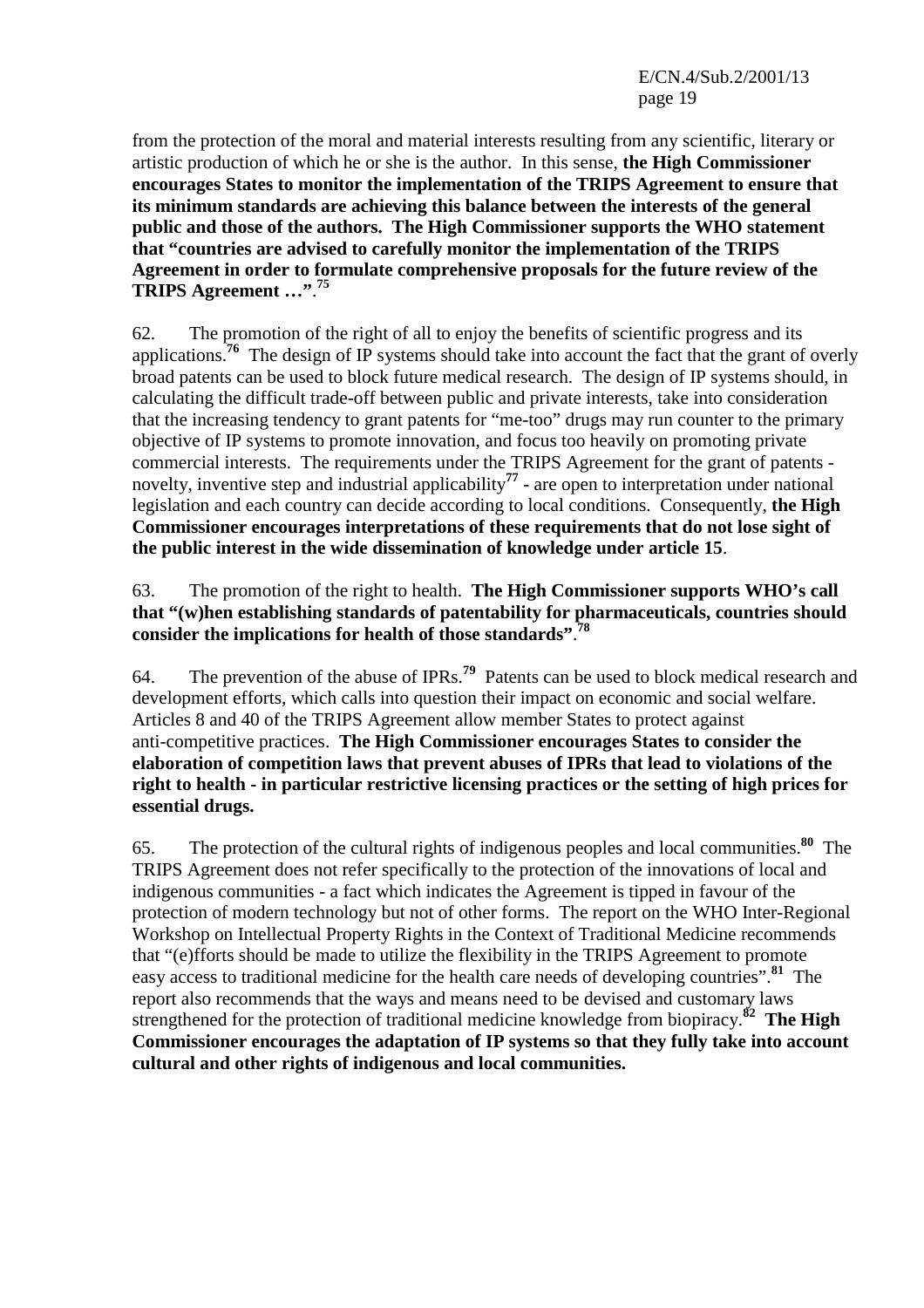from the protection of the moral and material interests resulting from any scientific, literary or artistic production of which he or she is the author. In this sense, **the High Commissioner encourages States to monitor the implementation of the TRIPS Agreement to ensure that its minimum standards are achieving this balance between the interests of the general public and those of the authors. The High Commissioner supports the WHO statement that "countries are advised to carefully monitor the implementation of the TRIPS Agreement in order to formulate comprehensive proposals for the future review of the TRIPS Agreement …"**.[75]

62. The promotion of the right of all to enjoy the benefits of scientific progress and its applications.[76] The design of IP systems should take into account the fact that the grant of overly broad patents can be used to block future medical research. The design of IP systems should, in calculating the difficult trade-off between public and private interests, take into consideration that the increasing tendency to grant patents for "me-too" drugs may run counter to the primary objective of IP systems to promote innovation, and focus too heavily on promoting private commercial interests. The requirements under the TRIPS Agreement for the grant of patents - novelty, inventive step and industrial applicability[77] - are open to interpretation under national legislation and each country can decide according to local conditions. Consequently, **the High Commissioner encourages interpretations of these requirements that do not lose sight of the public interest in the wide dissemination of knowledge under article 15**.

63. The promotion of the right to health. **The High Commissioner supports WHO's call that "(w)hen establishing standards of patentability for pharmaceuticals, countries should consider the implications for health of those standards"**.[78]

64. The prevention of the abuse of IPRs.[79] Patents can be used to block medical research and development efforts, which calls into question their impact on economic and social welfare. Articles 8 and 40 of the TRIPS Agreement allow member States to protect against anti-competitive practices. **The High Commissioner encourages States to consider the elaboration of competition laws that prevent abuses of IPRs that lead to violations of the right to health - in particular restrictive licensing practices or the setting of high prices for essential drugs.**

65. The protection of the cultural rights of indigenous peoples and local communities.[80] The TRIPS Agreement does not refer specifically to the protection of the innovations of local and indigenous communities - a fact which indicates the Agreement is tipped in favour of the protection of modern technology but not of other forms. The report on the WHO Inter-Regional Workshop on Intellectual Property Rights in the Context of Traditional Medicine recommends that "(e)fforts should be made to utilize the flexibility in the TRIPS Agreement to promote easy access to traditional medicine for the health care needs of developing countries".[81] The report also recommends that the ways and means need to be devised and customary laws strengthened for the protection of traditional medicine knowledge from biopiracy.[82] **The High Commissioner encourages the adaptation of IP systems so that they fully take into account cultural and other rights of indigenous and local communities.**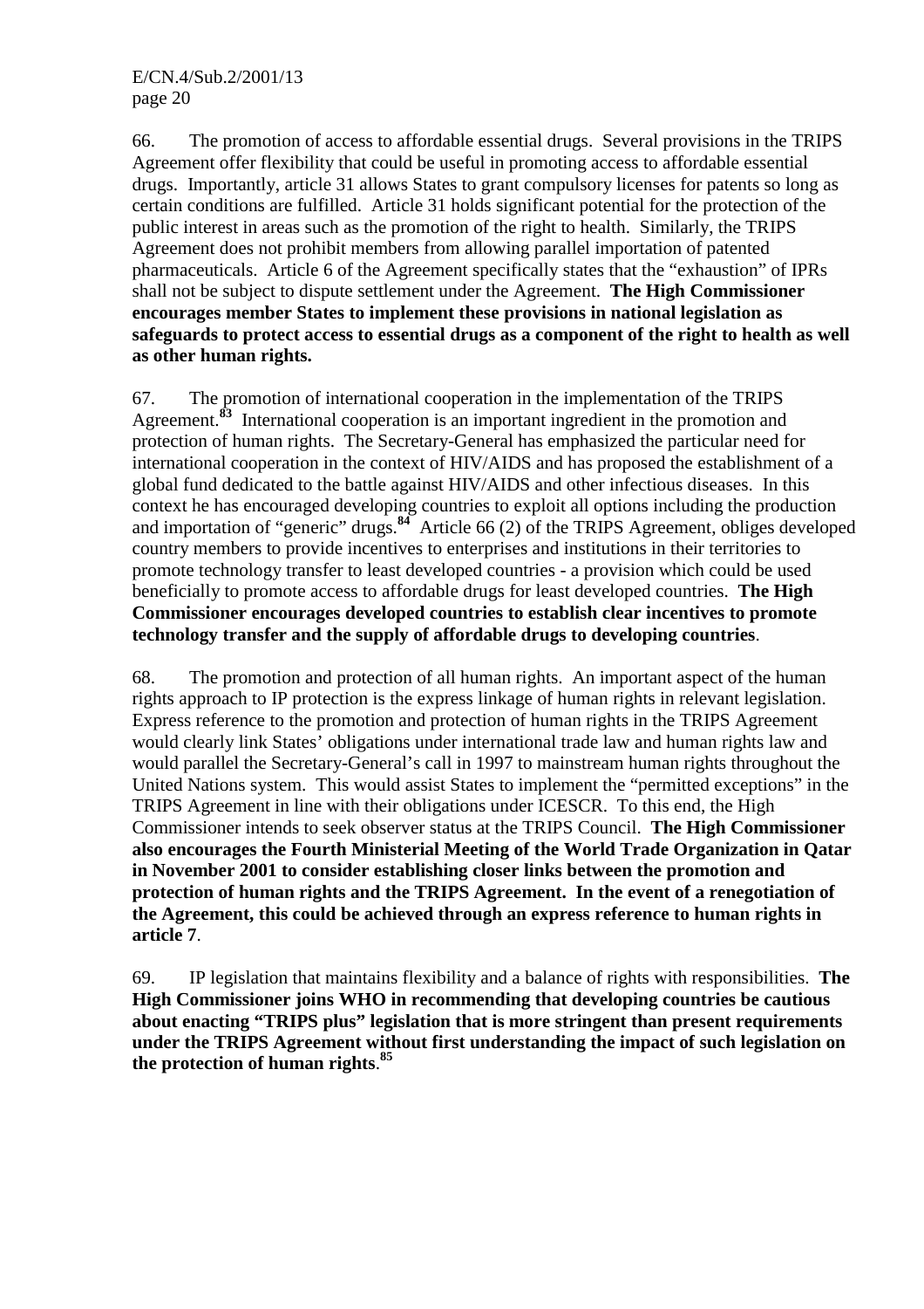66. The promotion of access to affordable essential drugs. Several provisions in the TRIPS Agreement offer flexibility that could be useful in promoting access to affordable essential drugs. Importantly, article 31 allows States to grant compulsory licenses for patents so long as certain conditions are fulfilled. Article 31 holds significant potential for the protection of the public interest in areas such as the promotion of the right to health. Similarly, the TRIPS Agreement does not prohibit members from allowing parallel importation of patented pharmaceuticals. Article 6 of the Agreement specifically states that the "exhaustion" of IPRs shall not be subject to dispute settlement under the Agreement. **The High Commissioner encourages member States to implement these provisions in national legislation as safeguards to protect access to essential drugs as a component of the right to health as well as other human rights.**

67. The promotion of international cooperation in the implementation of the TRIPS Agreement.[83] International cooperation is an important ingredient in the promotion and protection of human rights. The Secretary-General has emphasized the particular need for international cooperation in the context of HIV/AIDS and has proposed the establishment of a global fund dedicated to the battle against HIV/AIDS and other infectious diseases. In this context he has encouraged developing countries to exploit all options including the production and importation of "generic" drugs.[84] Article 66 (2) of the TRIPS Agreement, obliges developed country members to provide incentives to enterprises and institutions in their territories to promote technology transfer to least developed countries - a provision which could be used beneficially to promote access to affordable drugs for least developed countries. **The High Commissioner encourages developed countries to establish clear incentives to promote technology transfer and the supply of affordable drugs to developing countries**.

68. The promotion and protection of all human rights. An important aspect of the human rights approach to IP protection is the express linkage of human rights in relevant legislation. Express reference to the promotion and protection of human rights in the TRIPS Agreement would clearly link States' obligations under international trade law and human rights law and would parallel the Secretary-General's call in 1997 to mainstream human rights throughout the United Nations system. This would assist States to implement the "permitted exceptions" in the TRIPS Agreement in line with their obligations under ICESCR. To this end, the High Commissioner intends to seek observer status at the TRIPS Council. **The High Commissioner also encourages the Fourth Ministerial Meeting of the World Trade Organization in Qatar in November 2001 to consider establishing closer links between the promotion and protection of human rights and the TRIPS Agreement. In the event of a renegotiation of the Agreement, this could be achieved through an express reference to human rights in article 7**.

69. IP legislation that maintains flexibility and a balance of rights with responsibilities. **The High Commissioner joins WHO in recommending that developing countries be cautious about enacting "TRIPS plus" legislation that is more stringent than present requirements under the TRIPS Agreement without first understanding the impact of such legislation on the protection of human rights**.[85]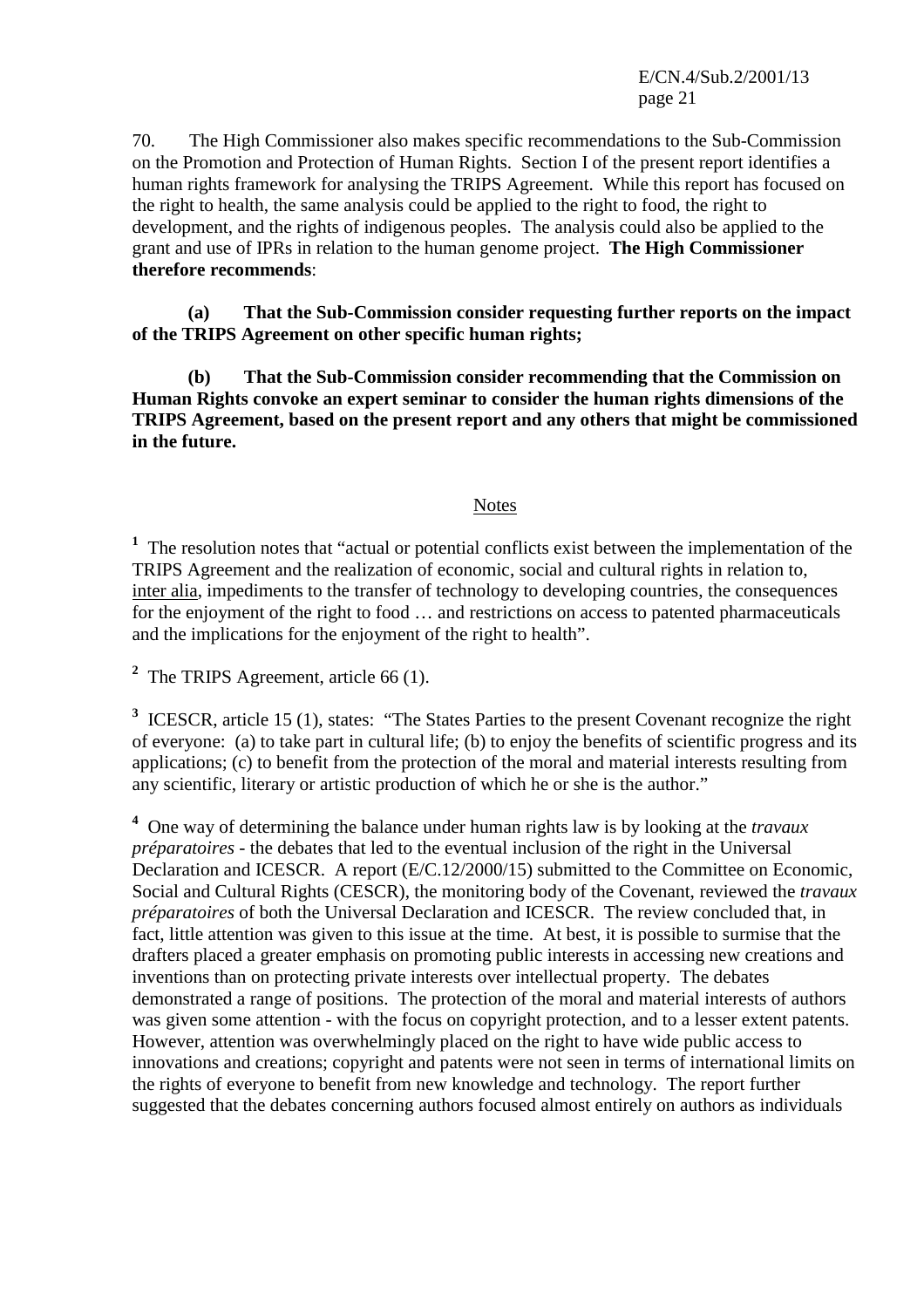70. The High Commissioner also makes specific recommendations to the Sub-Commission on the Promotion and Protection of Human Rights. Section I of the present report identifies a human rights framework for analysing the TRIPS Agreement. While this report has focused on the right to health, the same analysis could be applied to the right to food, the right to development, and the rights of indigenous peoples. The analysis could also be applied to the grant and use of IPRs in relation to the human genome project. **The High Commissioner therefore recommends**:

**(a) That the Sub-Commission consider requesting further reports on the impact of the TRIPS Agreement on other specific human rights;**

**(b) That the Sub-Commission consider recommending that the Commission on Human Rights convoke an expert seminar to consider the human rights dimensions of the TRIPS Agreement, based on the present report and any others that might be commissioned in the future.**

## Notes

[1] The resolution notes that "actual or potential conflicts exist between the implementation of the TRIPS Agreement and the realization of economic, social and cultural rights in relation to, inter alia, impediments to the transfer of technology to developing countries, the consequences for the enjoyment of the right to food … and restrictions on access to patented pharmaceuticals and the implications for the enjoyment of the right to health".

[2] The TRIPS Agreement, article 66 (1).

[3] ICESCR, article 15 (1), states: "The States Parties to the present Covenant recognize the right of everyone: (a) to take part in cultural life; (b) to enjoy the benefits of scientific progress and its applications; (c) to benefit from the protection of the moral and material interests resulting from any scientific, literary or artistic production of which he or she is the author."

[4] One way of determining the balance under human rights law is by looking at the *travaux préparatoires* - the debates that led to the eventual inclusion of the right in the Universal Declaration and ICESCR. A report (E/C.12/2000/15) submitted to the Committee on Economic, Social and Cultural Rights (CESCR), the monitoring body of the Covenant, reviewed the *travaux préparatoires* of both the Universal Declaration and ICESCR. The review concluded that, in fact, little attention was given to this issue at the time. At best, it is possible to surmise that the drafters placed a greater emphasis on promoting public interests in accessing new creations and inventions than on protecting private interests over intellectual property. The debates demonstrated a range of positions. The protection of the moral and material interests of authors was given some attention - with the focus on copyright protection, and to a lesser extent patents. However, attention was overwhelmingly placed on the right to have wide public access to innovations and creations; copyright and patents were not seen in terms of international limits on the rights of everyone to benefit from new knowledge and technology. The report further suggested that the debates concerning authors focused almost entirely on authors as individuals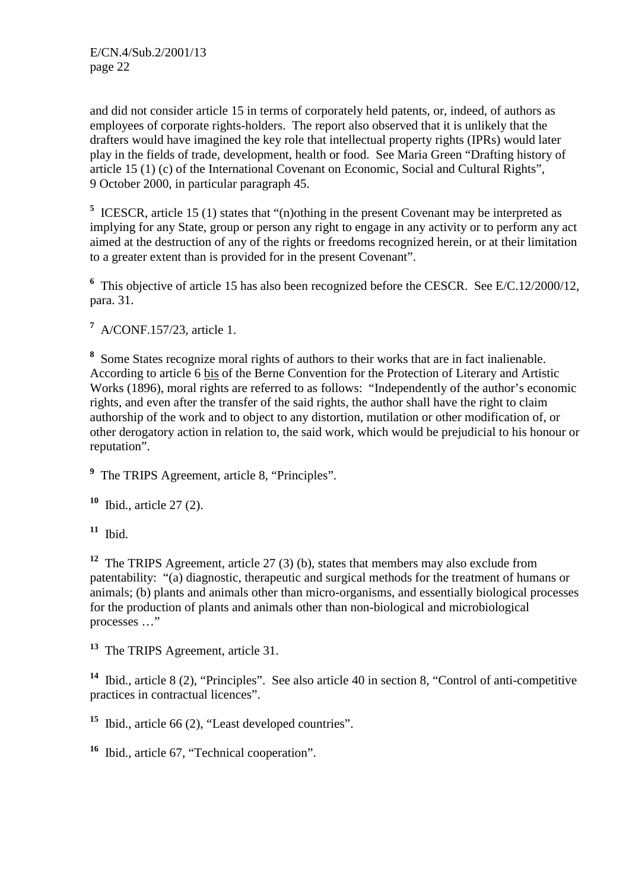and did not consider article 15 in terms of corporately held patents, or, indeed, of authors as employees of corporate rights-holders. The report also observed that it is unlikely that the drafters would have imagined the key role that intellectual property rights (IPRs) would later play in the fields of trade, development, health or food. See Maria Green "Drafting history of article 15 (1) (c) of the International Covenant on Economic, Social and Cultural Rights", 9 October 2000, in particular paragraph 45.

[5] ICESCR, article 15 (1) states that "(n)othing in the present Covenant may be interpreted as implying for any State, group or person any right to engage in any activity or to perform any act aimed at the destruction of any of the rights or freedoms recognized herein, or at their limitation to a greater extent than is provided for in the present Covenant".

[6] This objective of article 15 has also been recognized before the CESCR. See E/C.12/2000/12, para. 31.

[7] A/CONF.157/23, article 1.

[8] Some States recognize moral rights of authors to their works that are in fact inalienable. According to article 6 bis of the Berne Convention for the Protection of Literary and Artistic Works (1896), moral rights are referred to as follows: "Independently of the author's economic rights, and even after the transfer of the said rights, the author shall have the right to claim authorship of the work and to object to any distortion, mutilation or other modification of, or other derogatory action in relation to, the said work, which would be prejudicial to his honour or reputation".

[9] The TRIPS Agreement, article 8, "Principles".

[10] Ibid., article 27 (2).

[11] Ibid.

[12] The TRIPS Agreement, article 27 (3) (b), states that members may also exclude from patentability: "(a) diagnostic, therapeutic and surgical methods for the treatment of humans or animals; (b) plants and animals other than micro-organisms, and essentially biological processes for the production of plants and animals other than non-biological and microbiological processes …"

[13] The TRIPS Agreement, article 31.

[14] Ibid., article 8 (2), "Principles". See also article 40 in section 8, "Control of anti-competitive practices in contractual licences".

[15] Ibid., article 66 (2), "Least developed countries".

[16] Ibid., article 67, "Technical cooperation".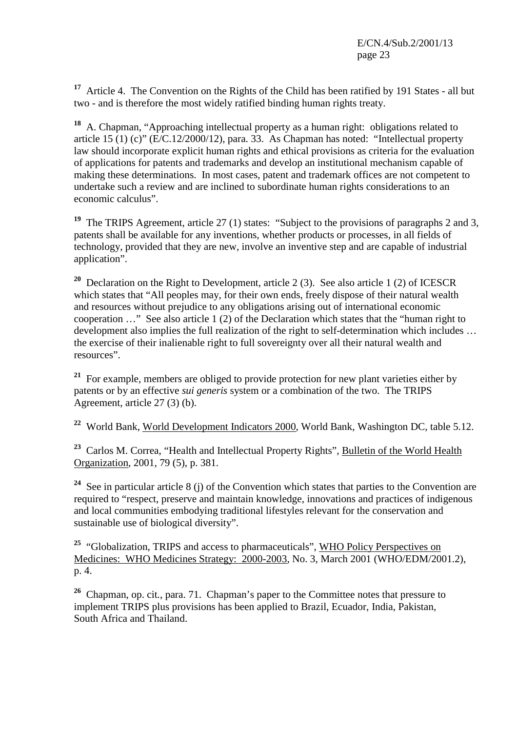[17] Article 4. The Convention on the Rights of the Child has been ratified by 191 States - all but two - and is therefore the most widely ratified binding human rights treaty.

[18] A. Chapman, "Approaching intellectual property as a human right: obligations related to article 15 (1) (c)" (E/C.12/2000/12), para. 33. As Chapman has noted: "Intellectual property law should incorporate explicit human rights and ethical provisions as criteria for the evaluation of applications for patents and trademarks and develop an institutional mechanism capable of making these determinations. In most cases, patent and trademark offices are not competent to undertake such a review and are inclined to subordinate human rights considerations to an economic calculus".

[19] The TRIPS Agreement, article 27 (1) states: "Subject to the provisions of paragraphs 2 and 3, patents shall be available for any inventions, whether products or processes, in all fields of technology, provided that they are new, involve an inventive step and are capable of industrial application".

[20] Declaration on the Right to Development, article 2 (3). See also article 1 (2) of ICESCR which states that "All peoples may, for their own ends, freely dispose of their natural wealth and resources without prejudice to any obligations arising out of international economic cooperation …" See also article 1 (2) of the Declaration which states that the "human right to development also implies the full realization of the right to self-determination which includes … the exercise of their inalienable right to full sovereignty over all their natural wealth and resources".

[21] For example, members are obliged to provide protection for new plant varieties either by patents or by an effective *sui generis* system or a combination of the two. The TRIPS Agreement, article 27 (3) (b).

[22] World Bank, World Development Indicators 2000, World Bank, Washington DC, table 5.12.

[23] Carlos M. Correa, "Health and Intellectual Property Rights", Bulletin of the World Health Organization, 2001, 79 (5), p. 381.

[24] See in particular article 8 (j) of the Convention which states that parties to the Convention are required to "respect, preserve and maintain knowledge, innovations and practices of indigenous and local communities embodying traditional lifestyles relevant for the conservation and sustainable use of biological diversity".

[25] "Globalization, TRIPS and access to pharmaceuticals", WHO Policy Perspectives on Medicines: WHO Medicines Strategy: 2000-2003, No. 3, March 2001 (WHO/EDM/2001.2), p. 4.

[26] Chapman, op. cit., para. 71. Chapman's paper to the Committee notes that pressure to implement TRIPS plus provisions has been applied to Brazil, Ecuador, India, Pakistan, South Africa and Thailand.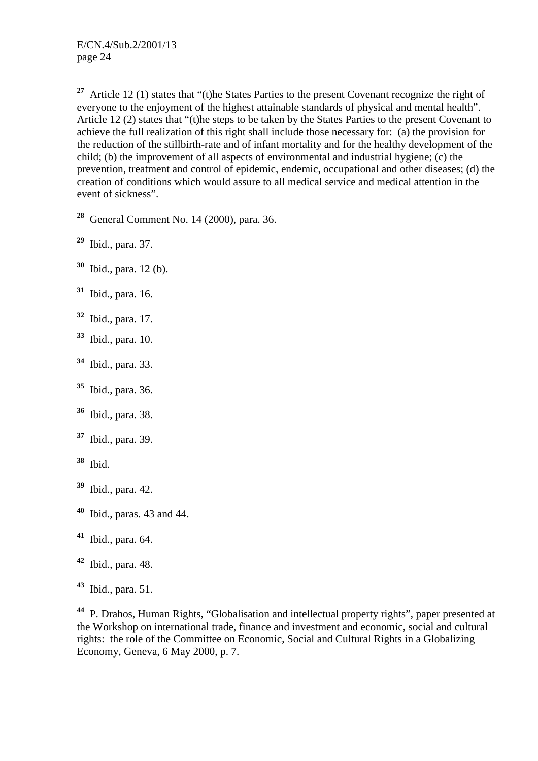[27] Article 12 (1) states that "(t)he States Parties to the present Covenant recognize the right of everyone to the enjoyment of the highest attainable standards of physical and mental health". Article 12 (2) states that "(t)he steps to be taken by the States Parties to the present Covenant to achieve the full realization of this right shall include those necessary for: (a) the provision for the reduction of the stillbirth-rate and of infant mortality and for the healthy development of the child; (b) the improvement of all aspects of environmental and industrial hygiene; (c) the prevention, treatment and control of epidemic, endemic, occupational and other diseases; (d) the creation of conditions which would assure to all medical service and medical attention in the event of sickness".

[28] General Comment No. 14 (2000), para. 36.

[29] Ibid., para. 37.

[30] Ibid., para. 12 (b).

[31] Ibid., para. 16.

[32] Ibid., para. 17.

[33] Ibid., para. 10.

[34] Ibid., para. 33.

[35] Ibid., para. 36.

[36] Ibid., para. 38.

[37] Ibid., para. 39.

[38] Ibid.

[39] Ibid., para. 42.

[40] Ibid., paras. 43 and 44.

[41] Ibid., para. 64.

[42] Ibid., para. 48.

[43] Ibid., para. 51.

[44] P. Drahos, Human Rights, "Globalisation and intellectual property rights", paper presented at the Workshop on international trade, finance and investment and economic, social and cultural rights: the role of the Committee on Economic, Social and Cultural Rights in a Globalizing Economy, Geneva, 6 May 2000, p. 7.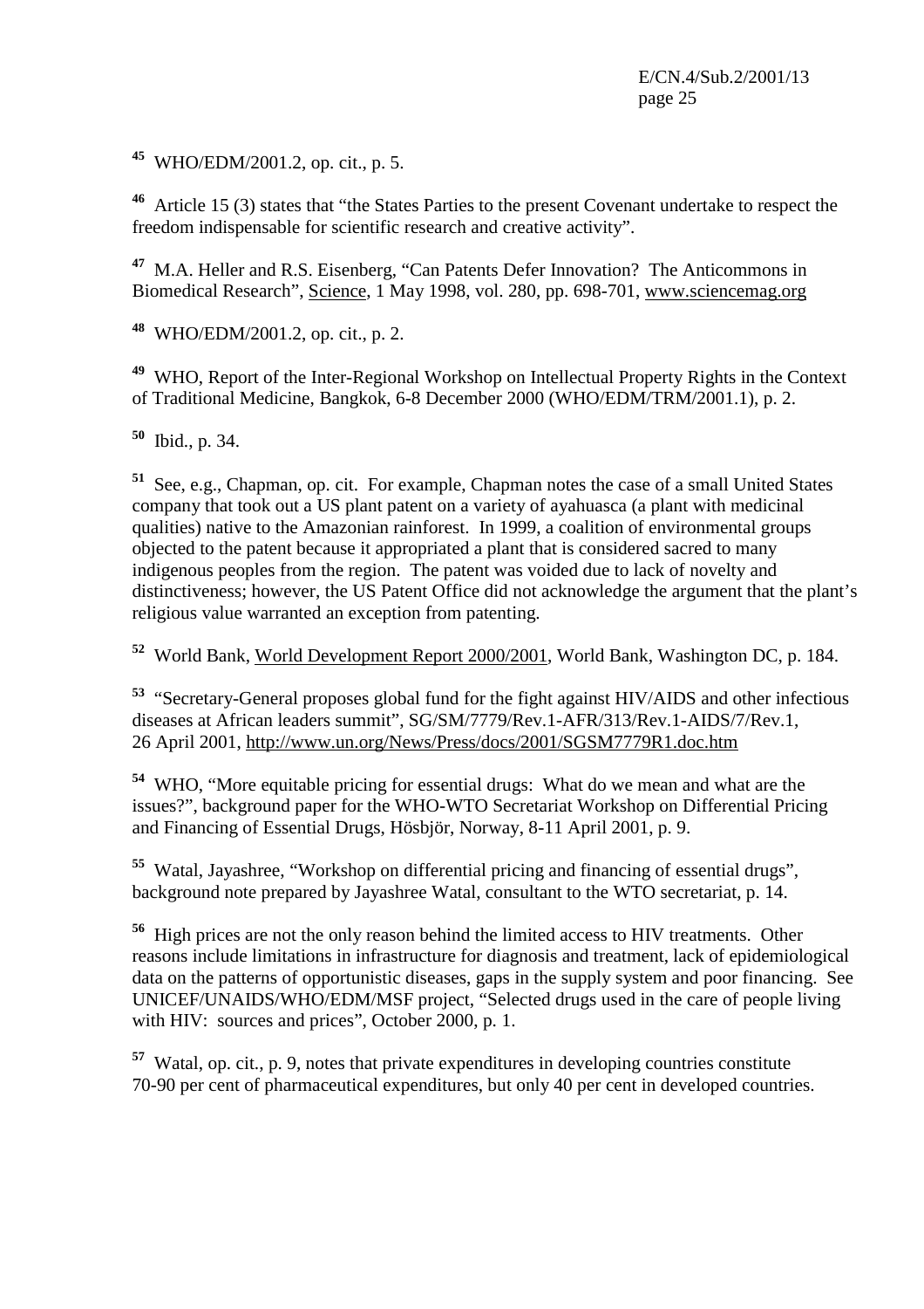[45] WHO/EDM/2001.2, op. cit., p. 5.

[46] Article 15 (3) states that "the States Parties to the present Covenant undertake to respect the freedom indispensable for scientific research and creative activity".

[47] M.A. Heller and R.S. Eisenberg, "Can Patents Defer Innovation? The Anticommons in Biomedical Research", Science, 1 May 1998, vol. 280, pp. 698-701, www.sciencemag.org

[48] WHO/EDM/2001.2, op. cit., p. 2.

[49] WHO, Report of the Inter-Regional Workshop on Intellectual Property Rights in the Context of Traditional Medicine, Bangkok, 6-8 December 2000 (WHO/EDM/TRM/2001.1), p. 2.

[50] Ibid., p. 34.

[51] See, e.g., Chapman, op. cit. For example, Chapman notes the case of a small United States company that took out a US plant patent on a variety of ayahuasca (a plant with medicinal qualities) native to the Amazonian rainforest. In 1999, a coalition of environmental groups objected to the patent because it appropriated a plant that is considered sacred to many indigenous peoples from the region. The patent was voided due to lack of novelty and distinctiveness; however, the US Patent Office did not acknowledge the argument that the plant's religious value warranted an exception from patenting.

[52] World Bank, World Development Report 2000/2001, World Bank, Washington DC, p. 184.

[53] "Secretary-General proposes global fund for the fight against HIV/AIDS and other infectious diseases at African leaders summit", SG/SM/7779/Rev.1-AFR/313/Rev.1-AIDS/7/Rev.1, 26 April 2001, http://www.un.org/News/Press/docs/2001/SGSM7779R1.doc.htm

[54] WHO, "More equitable pricing for essential drugs: What do we mean and what are the issues?", background paper for the WHO-WTO Secretariat Workshop on Differential Pricing and Financing of Essential Drugs, Hösbjör, Norway, 8-11 April 2001, p. 9.

[55] Watal, Jayashree, "Workshop on differential pricing and financing of essential drugs", background note prepared by Jayashree Watal, consultant to the WTO secretariat, p. 14.

[56] High prices are not the only reason behind the limited access to HIV treatments. Other reasons include limitations in infrastructure for diagnosis and treatment, lack of epidemiological data on the patterns of opportunistic diseases, gaps in the supply system and poor financing. See UNICEF/UNAIDS/WHO/EDM/MSF project, "Selected drugs used in the care of people living with HIV: sources and prices", October 2000, p. 1.

[57] Watal, op. cit., p. 9, notes that private expenditures in developing countries constitute 70-90 per cent of pharmaceutical expenditures, but only 40 per cent in developed countries.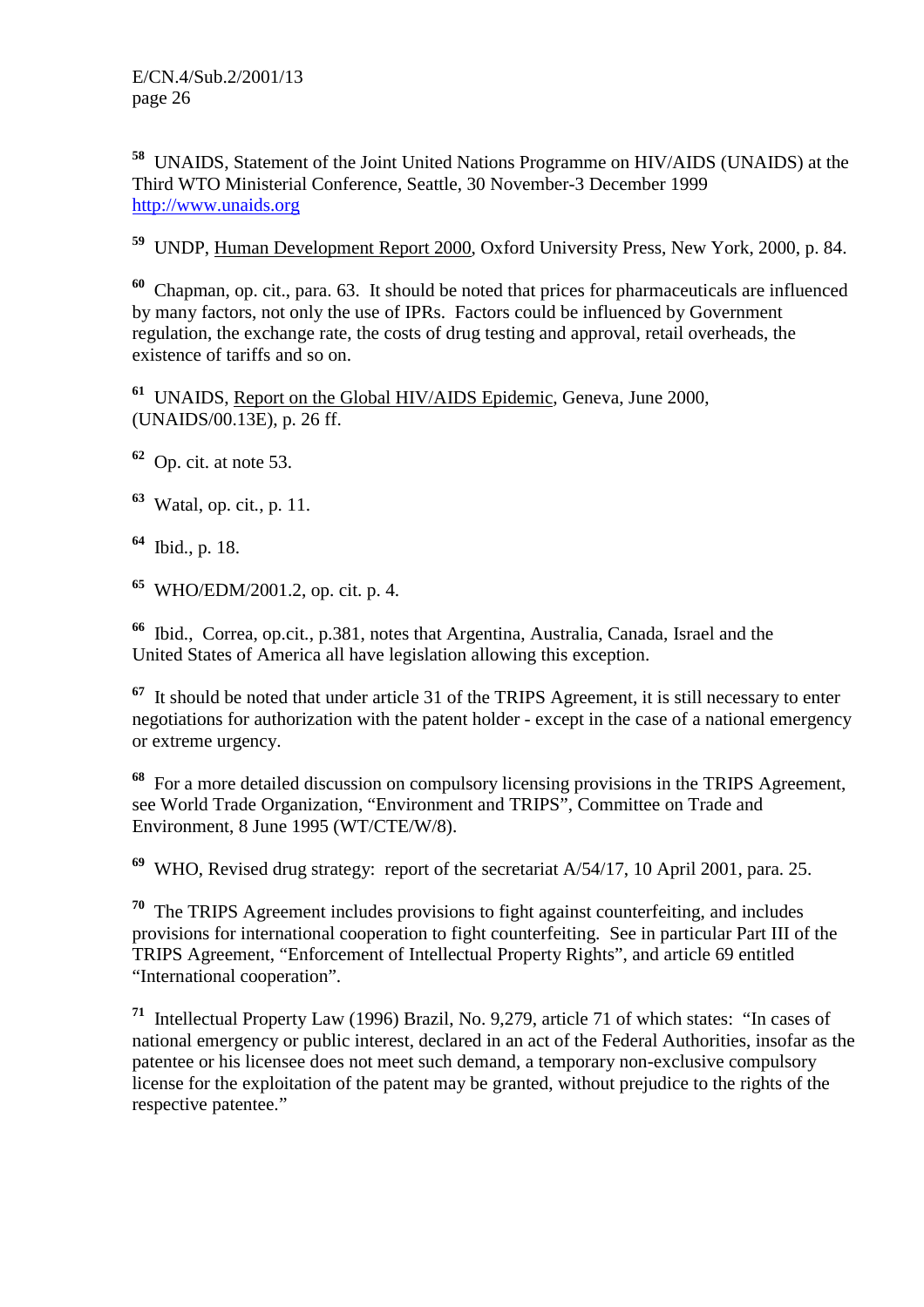[58] UNAIDS, Statement of the Joint United Nations Programme on HIV/AIDS (UNAIDS) at the Third WTO Ministerial Conference, Seattle, 30 November-3 December 1999 http://www.unaids.org

[59] UNDP, Human Development Report 2000, Oxford University Press, New York, 2000, p. 84.

[60] Chapman, op. cit., para. 63. It should be noted that prices for pharmaceuticals are influenced by many factors, not only the use of IPRs. Factors could be influenced by Government regulation, the exchange rate, the costs of drug testing and approval, retail overheads, the existence of tariffs and so on.

[61] UNAIDS, Report on the Global HIV/AIDS Epidemic, Geneva, June 2000, (UNAIDS/00.13E), p. 26 ff.

[62] Op. cit. at note 53.

[63] Watal, op. cit., p. 11.

[64] Ibid., p. 18.

[65] WHO/EDM/2001.2, op. cit. p. 4.

[66] Ibid., Correa, op.cit., p.381, notes that Argentina, Australia, Canada, Israel and the United States of America all have legislation allowing this exception.

[67] It should be noted that under article 31 of the TRIPS Agreement, it is still necessary to enter negotiations for authorization with the patent holder - except in the case of a national emergency or extreme urgency.

[68] For a more detailed discussion on compulsory licensing provisions in the TRIPS Agreement, see World Trade Organization, "Environment and TRIPS", Committee on Trade and Environment, 8 June 1995 (WT/CTE/W/8).

[69] WHO, Revised drug strategy: report of the secretariat A/54/17, 10 April 2001, para. 25.

[70] The TRIPS Agreement includes provisions to fight against counterfeiting, and includes provisions for international cooperation to fight counterfeiting. See in particular Part III of the TRIPS Agreement, "Enforcement of Intellectual Property Rights", and article 69 entitled "International cooperation".

[71] Intellectual Property Law (1996) Brazil, No. 9,279, article 71 of which states: "In cases of national emergency or public interest, declared in an act of the Federal Authorities, insofar as the patentee or his licensee does not meet such demand, a temporary non-exclusive compulsory license for the exploitation of the patent may be granted, without prejudice to the rights of the respective patentee."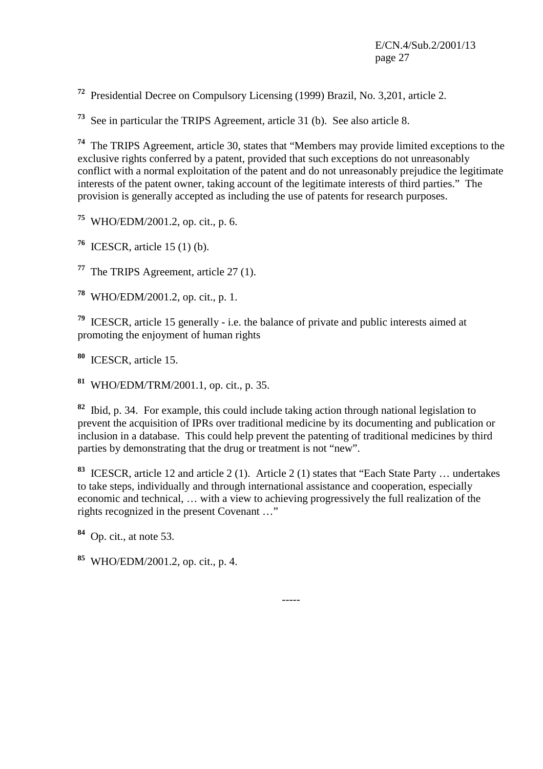[72] Presidential Decree on Compulsory Licensing (1999) Brazil, No. 3,201, article 2.

[73] See in particular the TRIPS Agreement, article 31 (b). See also article 8.

[74] The TRIPS Agreement, article 30, states that "Members may provide limited exceptions to the exclusive rights conferred by a patent, provided that such exceptions do not unreasonably conflict with a normal exploitation of the patent and do not unreasonably prejudice the legitimate interests of the patent owner, taking account of the legitimate interests of third parties." The provision is generally accepted as including the use of patents for research purposes.

[75] WHO/EDM/2001.2, op. cit., p. 6.

[76] ICESCR, article 15 (1) (b).

[77] The TRIPS Agreement, article 27 (1).

[78] WHO/EDM/2001.2, op. cit., p. 1.

[79] ICESCR, article 15 generally - i.e. the balance of private and public interests aimed at promoting the enjoyment of human rights

[80] ICESCR, article 15.

[81] WHO/EDM/TRM/2001.1, op. cit., p. 35.

[82] Ibid, p. 34. For example, this could include taking action through national legislation to prevent the acquisition of IPRs over traditional medicine by its documenting and publication or inclusion in a database. This could help prevent the patenting of traditional medicines by third parties by demonstrating that the drug or treatment is not "new".

[83] ICESCR, article 12 and article 2 (1). Article 2 (1) states that "Each State Party … undertakes to take steps, individually and through international assistance and cooperation, especially economic and technical, … with a view to achieving progressively the full realization of the rights recognized in the present Covenant …"

[84] Op. cit., at note 53.

[85] WHO/EDM/2001.2, op. cit., p. 4.

-----